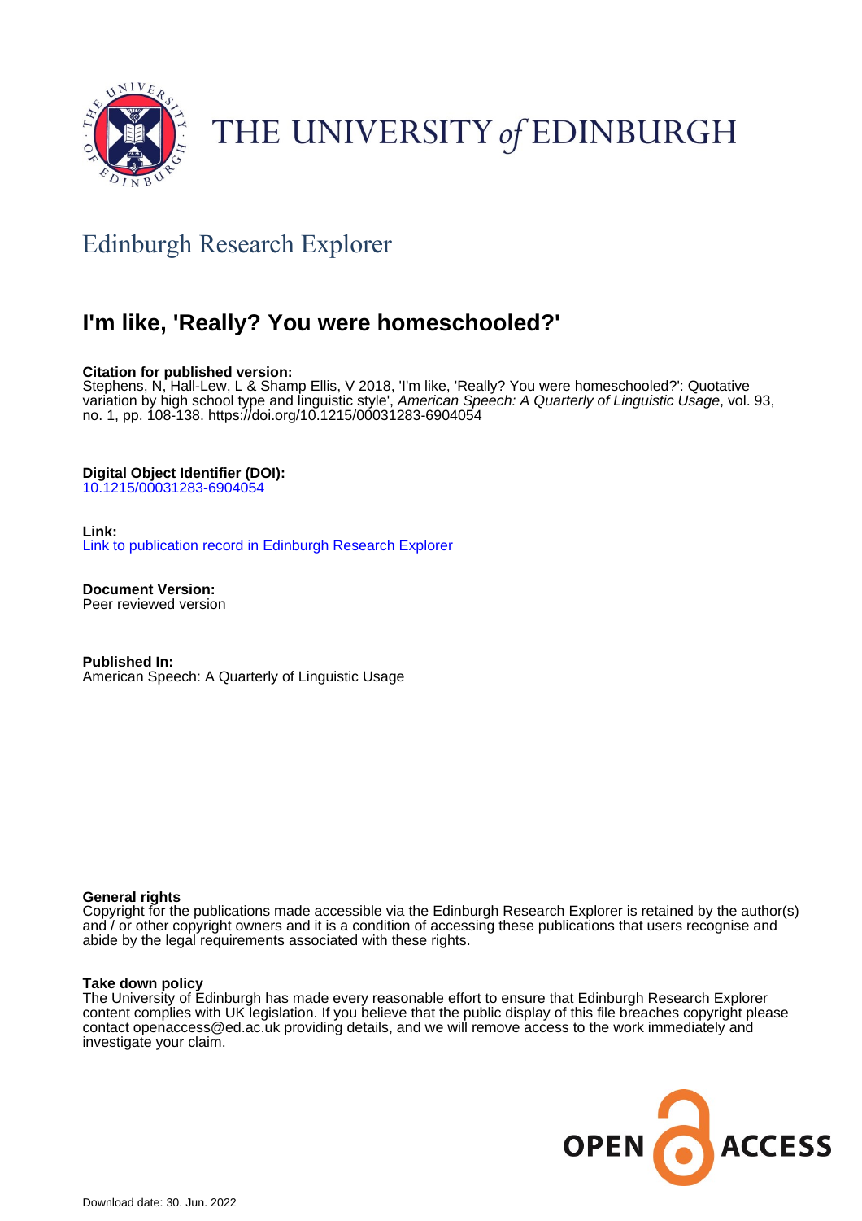# THE UNIVERSITY *of* EDINBURGH

## Edinburgh Research Explorer

# I'm like, 'Really? You were homeschooled?'

**Citation for published version:**
Stephens, N, Hall-Lew, L & Shamp Ellis, V 2018, 'I'm like, 'Really? You were homeschooled?': Quotative variation by high school type and linguistic style', *American Speech: A Quarterly of Linguistic Usage*, vol. 93, no. 1, pp. 108-138. https://doi.org/10.1215/00031283-6904054

**Digital Object Identifier (DOI):**
10.1215/00031283-6904054

**Link:**
Link to publication record in Edinburgh Research Explorer

**Document Version:**
Peer reviewed version

**Published In:**
American Speech: A Quarterly of Linguistic Usage

**General rights**
Copyright for the publications made accessible via the Edinburgh Research Explorer is retained by the author(s) and / or other copyright owners and it is a condition of accessing these publications that users recognise and abide by the legal requirements associated with these rights.

**Take down policy**
The University of Edinburgh has made every reasonable effort to ensure that Edinburgh Research Explorer content complies with UK legislation. If you believe that the public display of this file breaches copyright please contact openaccess@ed.ac.uk providing details, and we will remove access to the work immediately and investigate your claim.

OPEN ACCESS

Download date: 30. Jun. 2022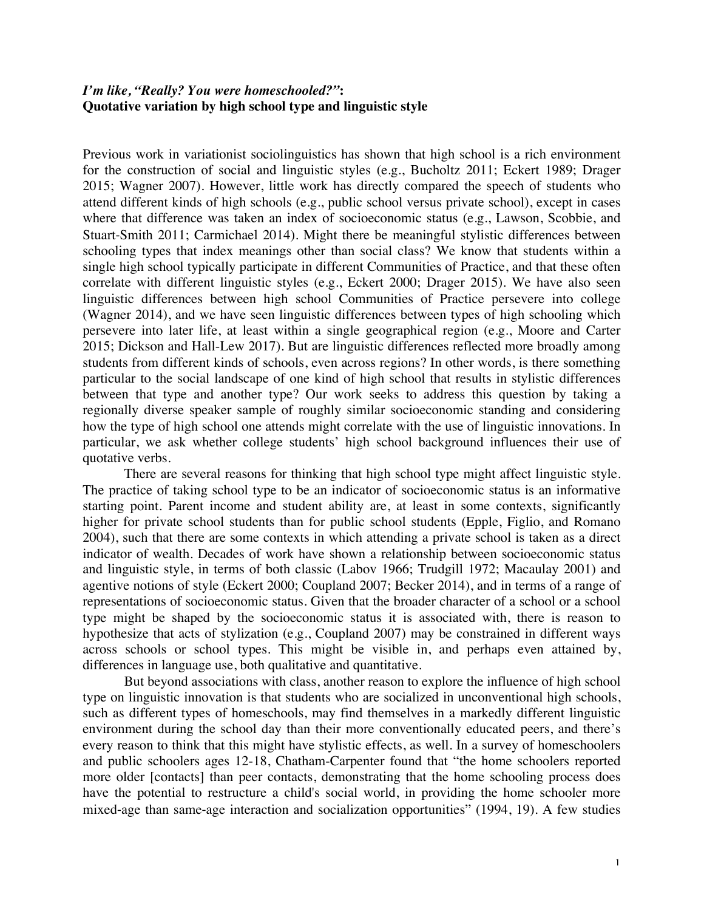***I'm like, "Really? You were homeschooled?"*:**
**Quotative variation by high school type and linguistic style**

Previous work in variationist sociolinguistics has shown that high school is a rich environment for the construction of social and linguistic styles (e.g., Bucholtz 2011; Eckert 1989; Drager 2015; Wagner 2007). However, little work has directly compared the speech of students who attend different kinds of high schools (e.g., public school versus private school), except in cases where that difference was taken an index of socioeconomic status (e.g., Lawson, Scobbie, and Stuart-Smith 2011; Carmichael 2014). Might there be meaningful stylistic differences between schooling types that index meanings other than social class? We know that students within a single high school typically participate in different Communities of Practice, and that these often correlate with different linguistic styles (e.g., Eckert 2000; Drager 2015). We have also seen linguistic differences between high school Communities of Practice persevere into college (Wagner 2014), and we have seen linguistic differences between types of high schooling which persevere into later life, at least within a single geographical region (e.g., Moore and Carter 2015; Dickson and Hall-Lew 2017). But are linguistic differences reflected more broadly among students from different kinds of schools, even across regions? In other words, is there something particular to the social landscape of one kind of high school that results in stylistic differences between that type and another type? Our work seeks to address this question by taking a regionally diverse speaker sample of roughly similar socioeconomic standing and considering how the type of high school one attends might correlate with the use of linguistic innovations. In particular, we ask whether college students' high school background influences their use of quotative verbs.

There are several reasons for thinking that high school type might affect linguistic style. The practice of taking school type to be an indicator of socioeconomic status is an informative starting point. Parent income and student ability are, at least in some contexts, significantly higher for private school students than for public school students (Epple, Figlio, and Romano 2004), such that there are some contexts in which attending a private school is taken as a direct indicator of wealth. Decades of work have shown a relationship between socioeconomic status and linguistic style, in terms of both classic (Labov 1966; Trudgill 1972; Macaulay 2001) and agentive notions of style (Eckert 2000; Coupland 2007; Becker 2014), and in terms of a range of representations of socioeconomic status. Given that the broader character of a school or a school type might be shaped by the socioeconomic status it is associated with, there is reason to hypothesize that acts of stylization (e.g., Coupland 2007) may be constrained in different ways across schools or school types. This might be visible in, and perhaps even attained by, differences in language use, both qualitative and quantitative.

But beyond associations with class, another reason to explore the influence of high school type on linguistic innovation is that students who are socialized in unconventional high schools, such as different types of homeschools, may find themselves in a markedly different linguistic environment during the school day than their more conventionally educated peers, and there's every reason to think that this might have stylistic effects, as well. In a survey of homeschoolers and public schoolers ages 12-18, Chatham-Carpenter found that "the home schoolers reported more older [contacts] than peer contacts, demonstrating that the home schooling process does have the potential to restructure a child's social world, in providing the home schooler more mixed-age than same-age interaction and socialization opportunities" (1994, 19). A few studies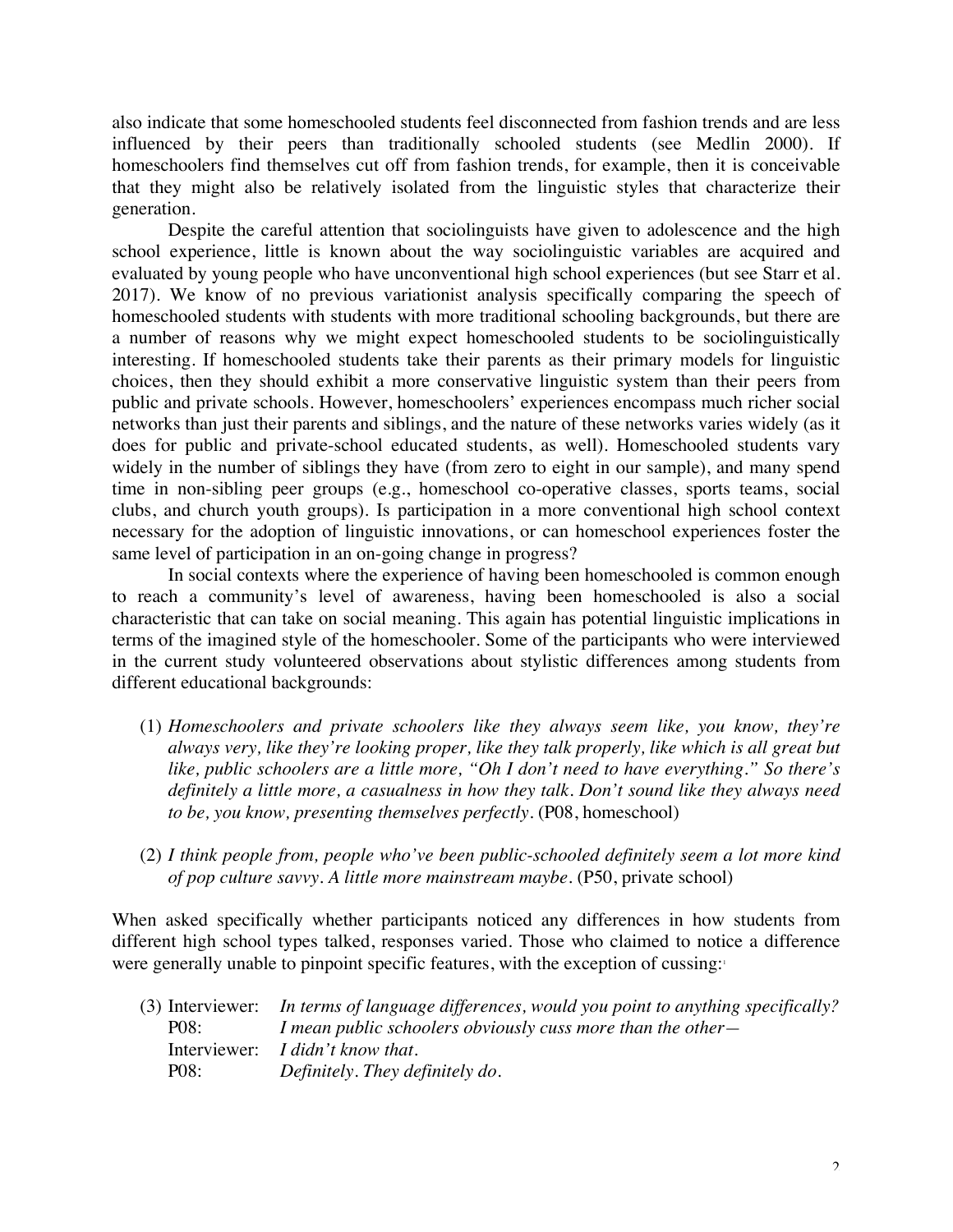also indicate that some homeschooled students feel disconnected from fashion trends and are less influenced by their peers than traditionally schooled students (see Medlin 2000). If homeschoolers find themselves cut off from fashion trends, for example, then it is conceivable that they might also be relatively isolated from the linguistic styles that characterize their generation.

Despite the careful attention that sociolinguists have given to adolescence and the high school experience, little is known about the way sociolinguistic variables are acquired and evaluated by young people who have unconventional high school experiences (but see Starr et al. 2017). We know of no previous variationist analysis specifically comparing the speech of homeschooled students with students with more traditional schooling backgrounds, but there are a number of reasons why we might expect homeschooled students to be sociolinguistically interesting. If homeschooled students take their parents as their primary models for linguistic choices, then they should exhibit a more conservative linguistic system than their peers from public and private schools. However, homeschoolers' experiences encompass much richer social networks than just their parents and siblings, and the nature of these networks varies widely (as it does for public and private-school educated students, as well). Homeschooled students vary widely in the number of siblings they have (from zero to eight in our sample), and many spend time in non-sibling peer groups (e.g., homeschool co-operative classes, sports teams, social clubs, and church youth groups). Is participation in a more conventional high school context necessary for the adoption of linguistic innovations, or can homeschool experiences foster the same level of participation in an on-going change in progress?

In social contexts where the experience of having been homeschooled is common enough to reach a community's level of awareness, having been homeschooled is also a social characteristic that can take on social meaning. This again has potential linguistic implications in terms of the imagined style of the homeschooler. Some of the participants who were interviewed in the current study volunteered observations about stylistic differences among students from different educational backgrounds:

(1) *Homeschoolers and private schoolers like they always seem like, you know, they're always very, like they're looking proper, like they talk properly, like which is all great but like, public schoolers are a little more, "Oh I don't need to have everything." So there's definitely a little more, a casualness in how they talk. Don't sound like they always need to be, you know, presenting themselves perfectly.* (P08, homeschool)

(2) *I think people from, people who've been public-schooled definitely seem a lot more kind of pop culture savvy. A little more mainstream maybe.* (P50, private school)

When asked specifically whether participants noticed any differences in how students from different high school types talked, responses varied. Those who claimed to notice a difference were generally unable to pinpoint specific features, with the exception of cussing:[1]

(3) Interviewer: *In terms of language differences, would you point to anything specifically?*
P08: *I mean public schoolers obviously cuss more than the other—*
Interviewer: *I didn't know that.*
P08: *Definitely. They definitely do.*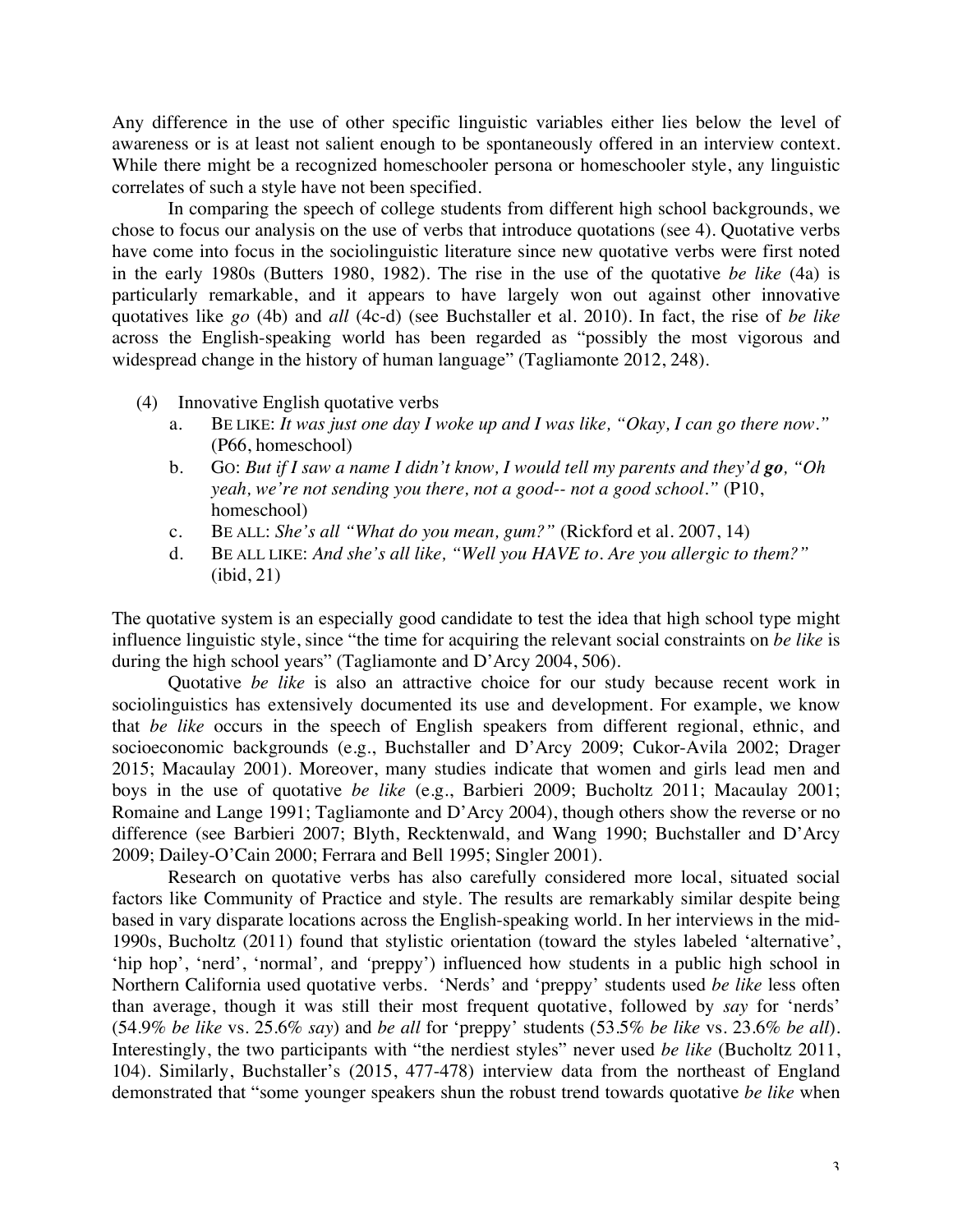Any difference in the use of other specific linguistic variables either lies below the level of awareness or is at least not salient enough to be spontaneously offered in an interview context. While there might be a recognized homeschooler persona or homeschooler style, any linguistic correlates of such a style have not been specified.

In comparing the speech of college students from different high school backgrounds, we chose to focus our analysis on the use of verbs that introduce quotations (see 4). Quotative verbs have come into focus in the sociolinguistic literature since new quotative verbs were first noted in the early 1980s (Butters 1980, 1982). The rise in the use of the quotative *be like* (4a) is particularly remarkable, and it appears to have largely won out against other innovative quotatives like *go* (4b) and *all* (4c-d) (see Buchstaller et al. 2010). In fact, the rise of *be like* across the English-speaking world has been regarded as "possibly the most vigorous and widespread change in the history of human language" (Tagliamonte 2012, 248).

(4) Innovative English quotative verbs

a. BE LIKE: *It was just one day I woke up and I was like, "Okay, I can go there now."* (P66, homeschool)

b. GO: *But if I saw a name I didn't know, I would tell my parents and they'd **go**, "Oh yeah, we're not sending you there, not a good-- not a good school."* (P10, homeschool)

c. BE ALL: *She's all "What do you mean, gum?"* (Rickford et al. 2007, 14)

d. BE ALL LIKE: *And she's all like, "Well you HAVE to. Are you allergic to them?"* (ibid, 21)

The quotative system is an especially good candidate to test the idea that high school type might influence linguistic style, since "the time for acquiring the relevant social constraints on *be like* is during the high school years" (Tagliamonte and D'Arcy 2004, 506).

Quotative *be like* is also an attractive choice for our study because recent work in sociolinguistics has extensively documented its use and development. For example, we know that *be like* occurs in the speech of English speakers from different regional, ethnic, and socioeconomic backgrounds (e.g., Buchstaller and D'Arcy 2009; Cukor-Avila 2002; Drager 2015; Macaulay 2001). Moreover, many studies indicate that women and girls lead men and boys in the use of quotative *be like* (e.g., Barbieri 2009; Bucholtz 2011; Macaulay 2001; Romaine and Lange 1991; Tagliamonte and D'Arcy 2004), though others show the reverse or no difference (see Barbieri 2007; Blyth, Recktenwald, and Wang 1990; Buchstaller and D'Arcy 2009; Dailey-O'Cain 2000; Ferrara and Bell 1995; Singler 2001).

Research on quotative verbs has also carefully considered more local, situated social factors like Community of Practice and style. The results are remarkably similar despite being based in vary disparate locations across the English-speaking world. In her interviews in the mid-1990s, Bucholtz (2011) found that stylistic orientation (toward the styles labeled 'alternative', 'hip hop', 'nerd', 'normal', and 'preppy') influenced how students in a public high school in Northern California used quotative verbs. 'Nerds' and 'preppy' students used *be like* less often than average, though it was still their most frequent quotative, followed by *say* for 'nerds' (54.9% *be like* vs. 25.6% *say*) and *be all* for 'preppy' students (53.5% *be like* vs. 23.6% *be all*). Interestingly, the two participants with "the nerdiest styles" never used *be like* (Bucholtz 2011, 104). Similarly, Buchstaller's (2015, 477-478) interview data from the northeast of England demonstrated that "some younger speakers shun the robust trend towards quotative *be like* when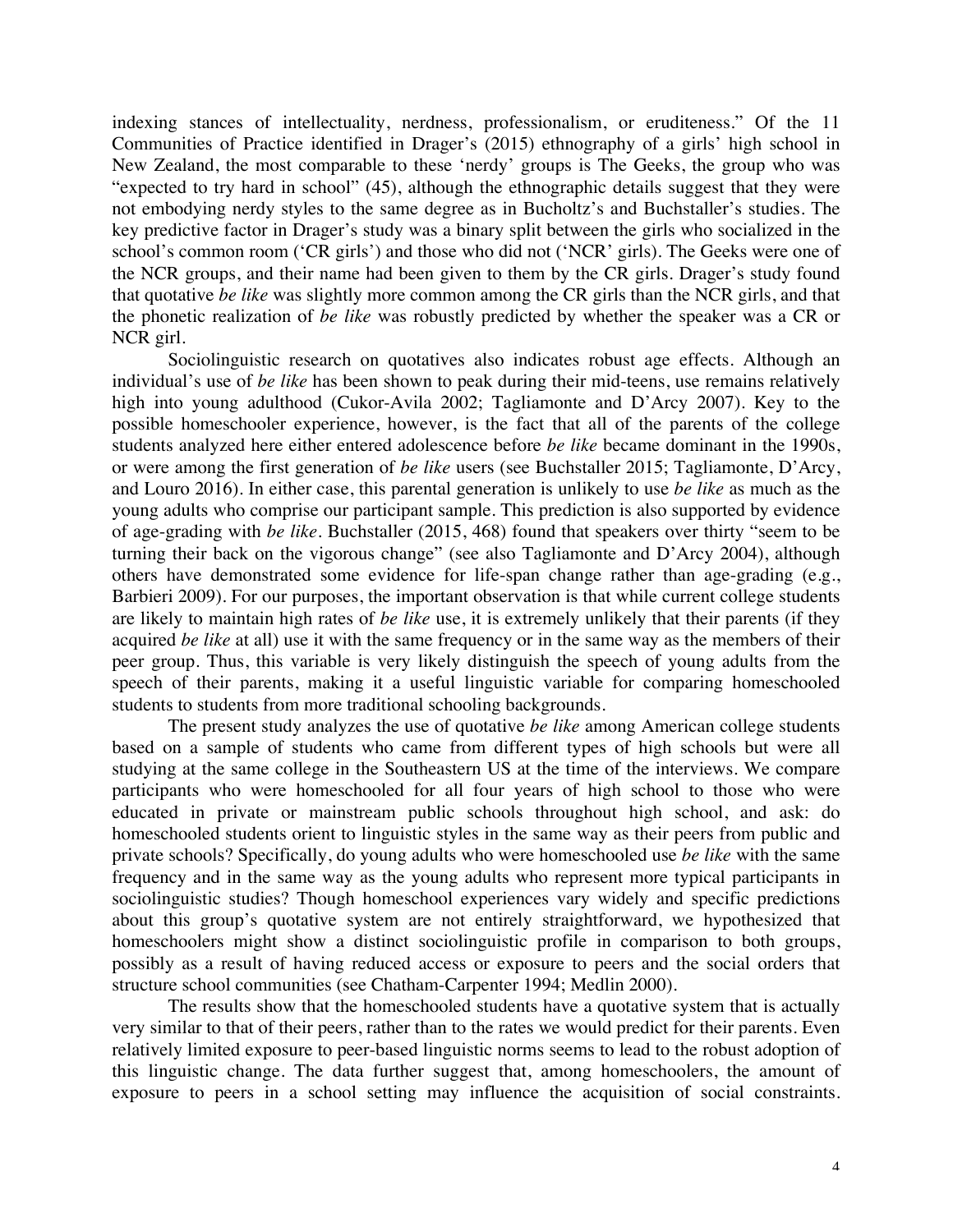indexing stances of intellectuality, nerdness, professionalism, or eruditeness." Of the 11 Communities of Practice identified in Drager's (2015) ethnography of a girls' high school in New Zealand, the most comparable to these 'nerdy' groups is The Geeks, the group who was "expected to try hard in school" (45), although the ethnographic details suggest that they were not embodying nerdy styles to the same degree as in Bucholtz's and Buchstaller's studies. The key predictive factor in Drager's study was a binary split between the girls who socialized in the school's common room ('CR girls') and those who did not ('NCR' girls). The Geeks were one of the NCR groups, and their name had been given to them by the CR girls. Drager's study found that quotative *be like* was slightly more common among the CR girls than the NCR girls, and that the phonetic realization of *be like* was robustly predicted by whether the speaker was a CR or NCR girl.

Sociolinguistic research on quotatives also indicates robust age effects. Although an individual's use of *be like* has been shown to peak during their mid-teens, use remains relatively high into young adulthood (Cukor-Avila 2002; Tagliamonte and D'Arcy 2007). Key to the possible homeschooler experience, however, is the fact that all of the parents of the college students analyzed here either entered adolescence before *be like* became dominant in the 1990s, or were among the first generation of *be like* users (see Buchstaller 2015; Tagliamonte, D'Arcy, and Louro 2016). In either case, this parental generation is unlikely to use *be like* as much as the young adults who comprise our participant sample. This prediction is also supported by evidence of age-grading with *be like*. Buchstaller (2015, 468) found that speakers over thirty "seem to be turning their back on the vigorous change" (see also Tagliamonte and D'Arcy 2004), although others have demonstrated some evidence for life-span change rather than age-grading (e.g., Barbieri 2009). For our purposes, the important observation is that while current college students are likely to maintain high rates of *be like* use, it is extremely unlikely that their parents (if they acquired *be like* at all) use it with the same frequency or in the same way as the members of their peer group. Thus, this variable is very likely distinguish the speech of young adults from the speech of their parents, making it a useful linguistic variable for comparing homeschooled students to students from more traditional schooling backgrounds.

The present study analyzes the use of quotative *be like* among American college students based on a sample of students who came from different types of high schools but were all studying at the same college in the Southeastern US at the time of the interviews. We compare participants who were homeschooled for all four years of high school to those who were educated in private or mainstream public schools throughout high school, and ask: do homeschooled students orient to linguistic styles in the same way as their peers from public and private schools? Specifically, do young adults who were homeschooled use *be like* with the same frequency and in the same way as the young adults who represent more typical participants in sociolinguistic studies? Though homeschool experiences vary widely and specific predictions about this group's quotative system are not entirely straightforward, we hypothesized that homeschoolers might show a distinct sociolinguistic profile in comparison to both groups, possibly as a result of having reduced access or exposure to peers and the social orders that structure school communities (see Chatham-Carpenter 1994; Medlin 2000).

The results show that the homeschooled students have a quotative system that is actually very similar to that of their peers, rather than to the rates we would predict for their parents. Even relatively limited exposure to peer-based linguistic norms seems to lead to the robust adoption of this linguistic change. The data further suggest that, among homeschoolers, the amount of exposure to peers in a school setting may influence the acquisition of social constraints.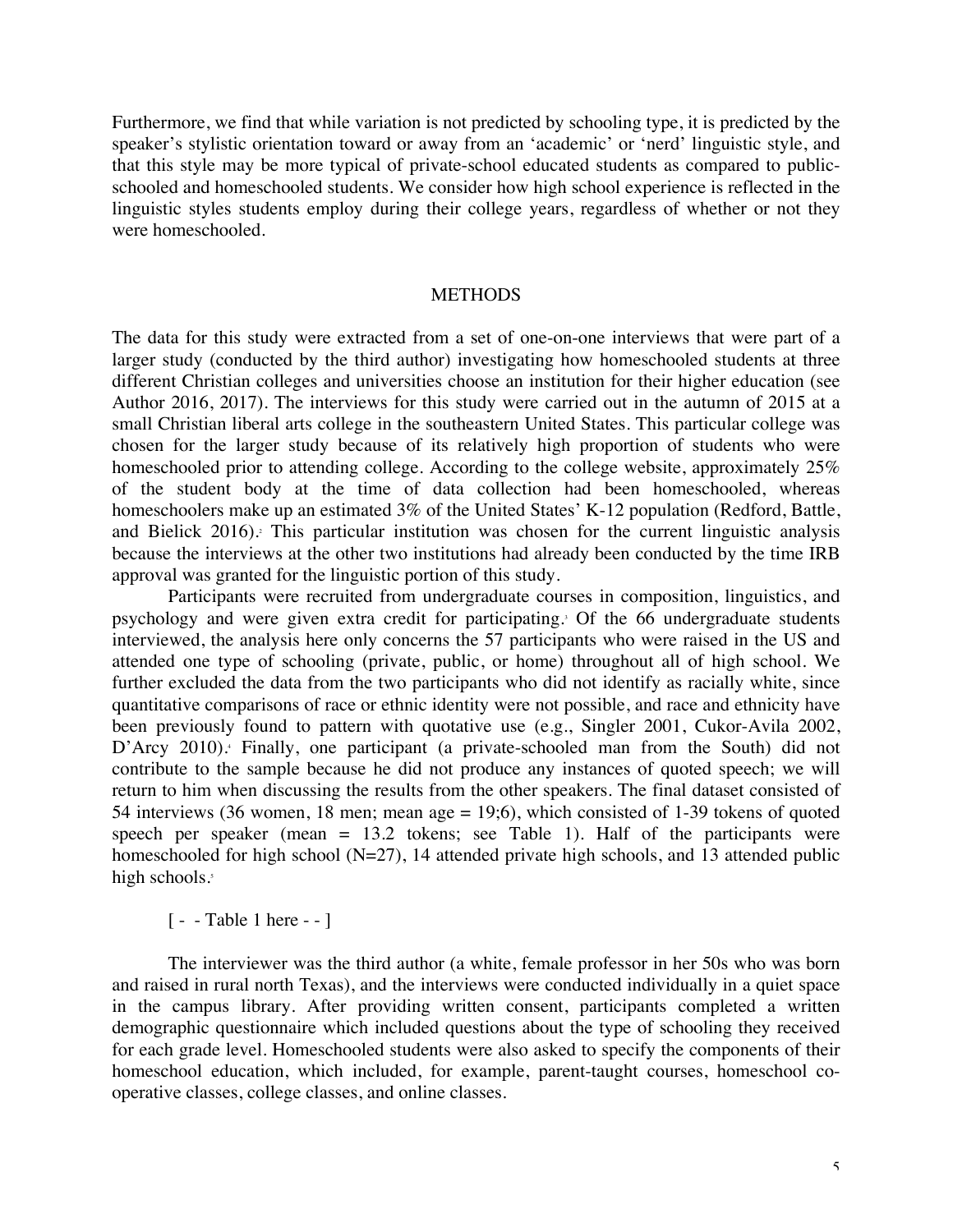Furthermore, we find that while variation is not predicted by schooling type, it is predicted by the speaker's stylistic orientation toward or away from an 'academic' or 'nerd' linguistic style, and that this style may be more typical of private-school educated students as compared to public-schooled and homeschooled students. We consider how high school experience is reflected in the linguistic styles students employ during their college years, regardless of whether or not they were homeschooled.

## METHODS

The data for this study were extracted from a set of one-on-one interviews that were part of a larger study (conducted by the third author) investigating how homeschooled students at three different Christian colleges and universities choose an institution for their higher education (see Author 2016, 2017). The interviews for this study were carried out in the autumn of 2015 at a small Christian liberal arts college in the southeastern United States. This particular college was chosen for the larger study because of its relatively high proportion of students who were homeschooled prior to attending college. According to the college website, approximately 25% of the student body at the time of data collection had been homeschooled, whereas homeschoolers make up an estimated 3% of the United States' K-12 population (Redford, Battle, and Bielick 2016).[2] This particular institution was chosen for the current linguistic analysis because the interviews at the other two institutions had already been conducted by the time IRB approval was granted for the linguistic portion of this study.

Participants were recruited from undergraduate courses in composition, linguistics, and psychology and were given extra credit for participating.[3] Of the 66 undergraduate students interviewed, the analysis here only concerns the 57 participants who were raised in the US and attended one type of schooling (private, public, or home) throughout all of high school. We further excluded the data from the two participants who did not identify as racially white, since quantitative comparisons of race or ethnic identity were not possible, and race and ethnicity have been previously found to pattern with quotative use (e.g., Singler 2001, Cukor-Avila 2002, D'Arcy 2010).[4] Finally, one participant (a private-schooled man from the South) did not contribute to the sample because he did not produce any instances of quoted speech; we will return to him when discussing the results from the other speakers. The final dataset consisted of 54 interviews (36 women, 18 men; mean age = 19;6), which consisted of 1-39 tokens of quoted speech per speaker (mean = 13.2 tokens; see Table 1). Half of the participants were homeschooled for high school (N=27), 14 attended private high schools, and 13 attended public high schools.[5]

[ - - Table 1 here - - ]

The interviewer was the third author (a white, female professor in her 50s who was born and raised in rural north Texas), and the interviews were conducted individually in a quiet space in the campus library. After providing written consent, participants completed a written demographic questionnaire which included questions about the type of schooling they received for each grade level. Homeschooled students were also asked to specify the components of their homeschool education, which included, for example, parent-taught courses, homeschool co-operative classes, college classes, and online classes.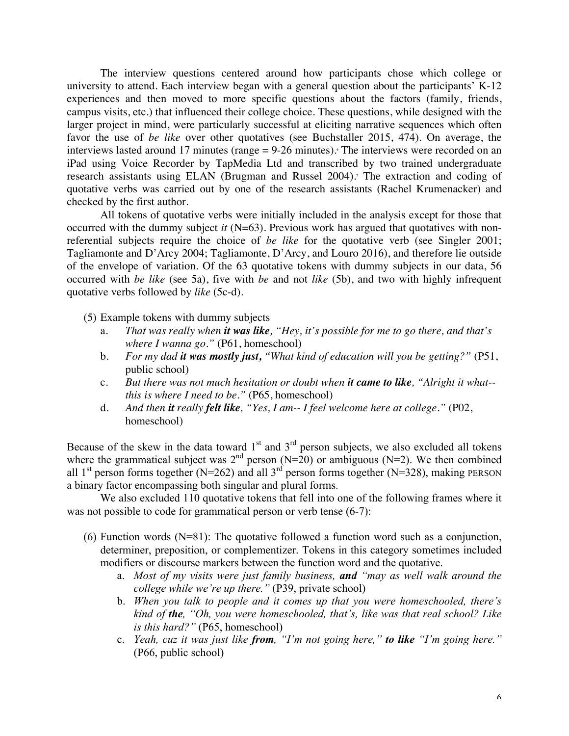The interview questions centered around how participants chose which college or university to attend. Each interview began with a general question about the participants' K-12 experiences and then moved to more specific questions about the factors (family, friends, campus visits, etc.) that influenced their college choice. These questions, while designed with the larger project in mind, were particularly successful at eliciting narrative sequences which often favor the use of *be like* over other quotatives (see Buchstaller 2015, 474). On average, the interviews lasted around 17 minutes (range = 9-26 minutes).[6] The interviews were recorded on an iPad using Voice Recorder by TapMedia Ltd and transcribed by two trained undergraduate research assistants using ELAN (Brugman and Russel 2004).[7] The extraction and coding of quotative verbs was carried out by one of the research assistants (Rachel Krumenacker) and checked by the first author.

All tokens of quotative verbs were initially included in the analysis except for those that occurred with the dummy subject *it* (N=63). Previous work has argued that quotatives with non-referential subjects require the choice of *be like* for the quotative verb (see Singler 2001; Tagliamonte and D'Arcy 2004; Tagliamonte, D'Arcy, and Louro 2016), and therefore lie outside of the envelope of variation. Of the 63 quotative tokens with dummy subjects in our data, 56 occurred with *be like* (see 5a), five with *be* and not *like* (5b), and two with highly infrequent quotative verbs followed by *like* (5c-d).

(5) Example tokens with dummy subjects

a. *That was really when **it was like**, "Hey, it's possible for me to go there, and that's where I wanna go."* (P61, homeschool)

b. *For my dad **it was mostly just,** "What kind of education will you be getting?"* (P51, public school)

c. *But there was not much hesitation or doubt when **it came to like**, "Alright it what-- this is where I need to be."* (P65, homeschool)

d. *And then **it** really **felt like**, "Yes, I am-- I feel welcome here at college."* (P02, homeschool)

Because of the skew in the data toward 1st and 3rd person subjects, we also excluded all tokens where the grammatical subject was 2nd person (N=20) or ambiguous (N=2). We then combined all 1st person forms together (N=262) and all 3rd person forms together (N=328), making PERSON a binary factor encompassing both singular and plural forms.

We also excluded 110 quotative tokens that fell into one of the following frames where it was not possible to code for grammatical person or verb tense (6-7):

(6) Function words (N=81): The quotative followed a function word such as a conjunction, determiner, preposition, or complementizer. Tokens in this category sometimes included modifiers or discourse markers between the function word and the quotative.

a. *Most of my visits were just family business, **and** "may as well walk around the college while we're up there."* (P39, private school)

b. *When you talk to people and it comes up that you were homeschooled, there's kind of **the**, "Oh, you were homeschooled, that's, like was that real school? Like is this hard?"* (P65, homeschool)

c. *Yeah, cuz it was just like **from**, "I'm not going here," **to like** "I'm going here."* (P66, public school)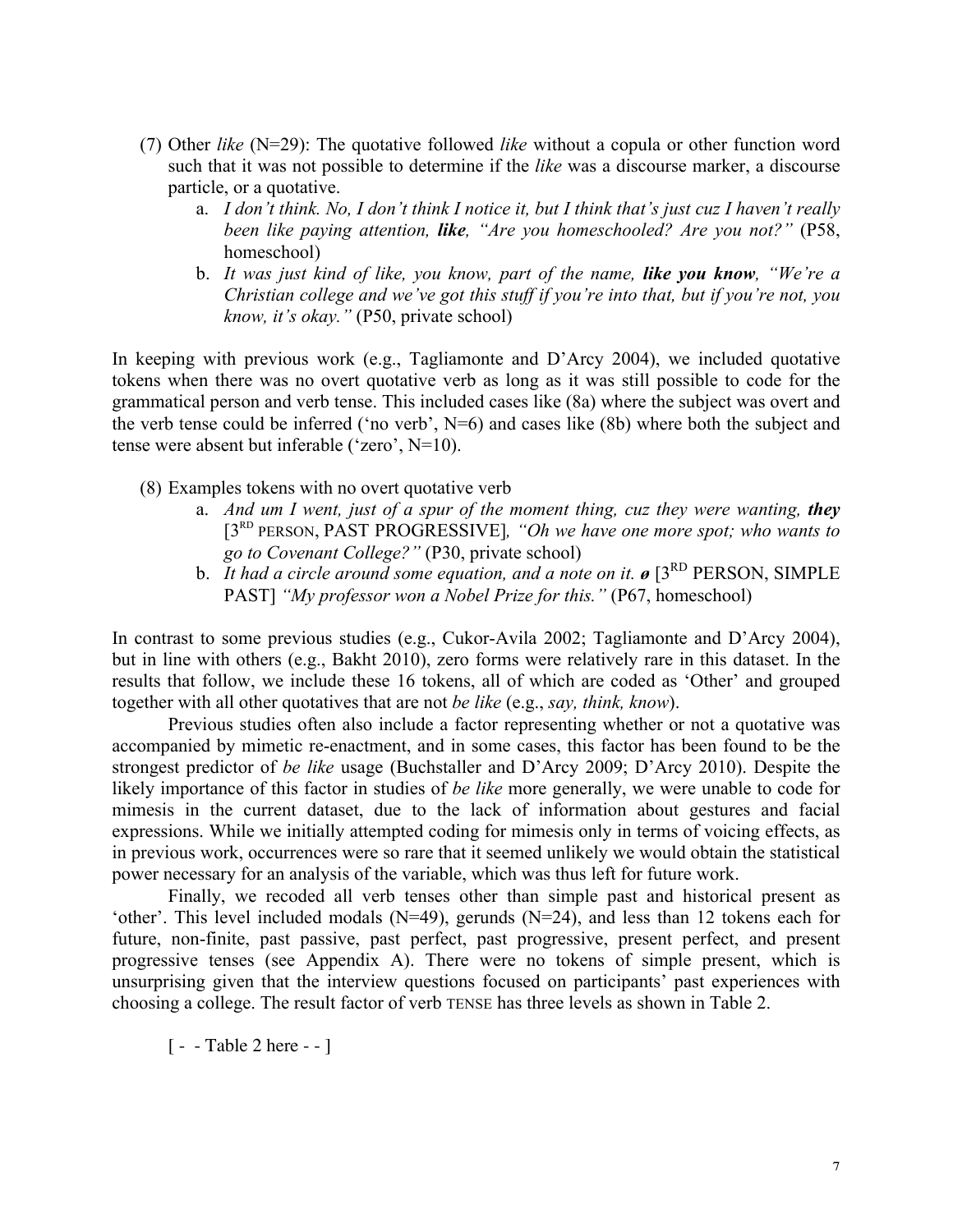(7) Other *like* (N=29): The quotative followed *like* without a copula or other function word such that it was not possible to determine if the *like* was a discourse marker, a discourse particle, or a quotative.

   a. *I don't think. No, I don't think I notice it, but I think that's just cuz I haven't really been like paying attention,* ***like****, "Are you homeschooled? Are you not?"* (P58, homeschool)

   b. *It was just kind of like, you know, part of the name,* ***like you know****, "We're a Christian college and we've got this stuff if you're into that, but if you're not, you know, it's okay."* (P50, private school)

In keeping with previous work (e.g., Tagliamonte and D'Arcy 2004), we included quotative tokens when there was no overt quotative verb as long as it was still possible to code for the grammatical person and verb tense. This included cases like (8a) where the subject was overt and the verb tense could be inferred ('no verb', N=6) and cases like (8b) where both the subject and tense were absent but inferable ('zero', N=10).

(8) Examples tokens with no overt quotative verb

   a. *And um I went, just of a spur of the moment thing, cuz they were wanting,* ***they*** [3RD PERSON, PAST PROGRESSIVE]*, "Oh we have one more spot; who wants to go to Covenant College?"* (P30, private school)

   b. *It had a circle around some equation, and a note on it.* ***ø*** [3RD PERSON, SIMPLE PAST] *"My professor won a Nobel Prize for this."* (P67, homeschool)

In contrast to some previous studies (e.g., Cukor-Avila 2002; Tagliamonte and D'Arcy 2004), but in line with others (e.g., Bakht 2010), zero forms were relatively rare in this dataset. In the results that follow, we include these 16 tokens, all of which are coded as 'Other' and grouped together with all other quotatives that are not *be like* (e.g., *say, think, know*).

Previous studies often also include a factor representing whether or not a quotative was accompanied by mimetic re-enactment, and in some cases, this factor has been found to be the strongest predictor of *be like* usage (Buchstaller and D'Arcy 2009; D'Arcy 2010). Despite the likely importance of this factor in studies of *be like* more generally, we were unable to code for mimesis in the current dataset, due to the lack of information about gestures and facial expressions. While we initially attempted coding for mimesis only in terms of voicing effects, as in previous work, occurrences were so rare that it seemed unlikely we would obtain the statistical power necessary for an analysis of the variable, which was thus left for future work.

Finally, we recoded all verb tenses other than simple past and historical present as 'other'. This level included modals (N=49), gerunds (N=24), and less than 12 tokens each for future, non-finite, past passive, past perfect, past progressive, present perfect, and present progressive tenses (see Appendix A). There were no tokens of simple present, which is unsurprising given that the interview questions focused on participants' past experiences with choosing a college. The result factor of verb TENSE has three levels as shown in Table 2.

[ - - Table 2 here - - ]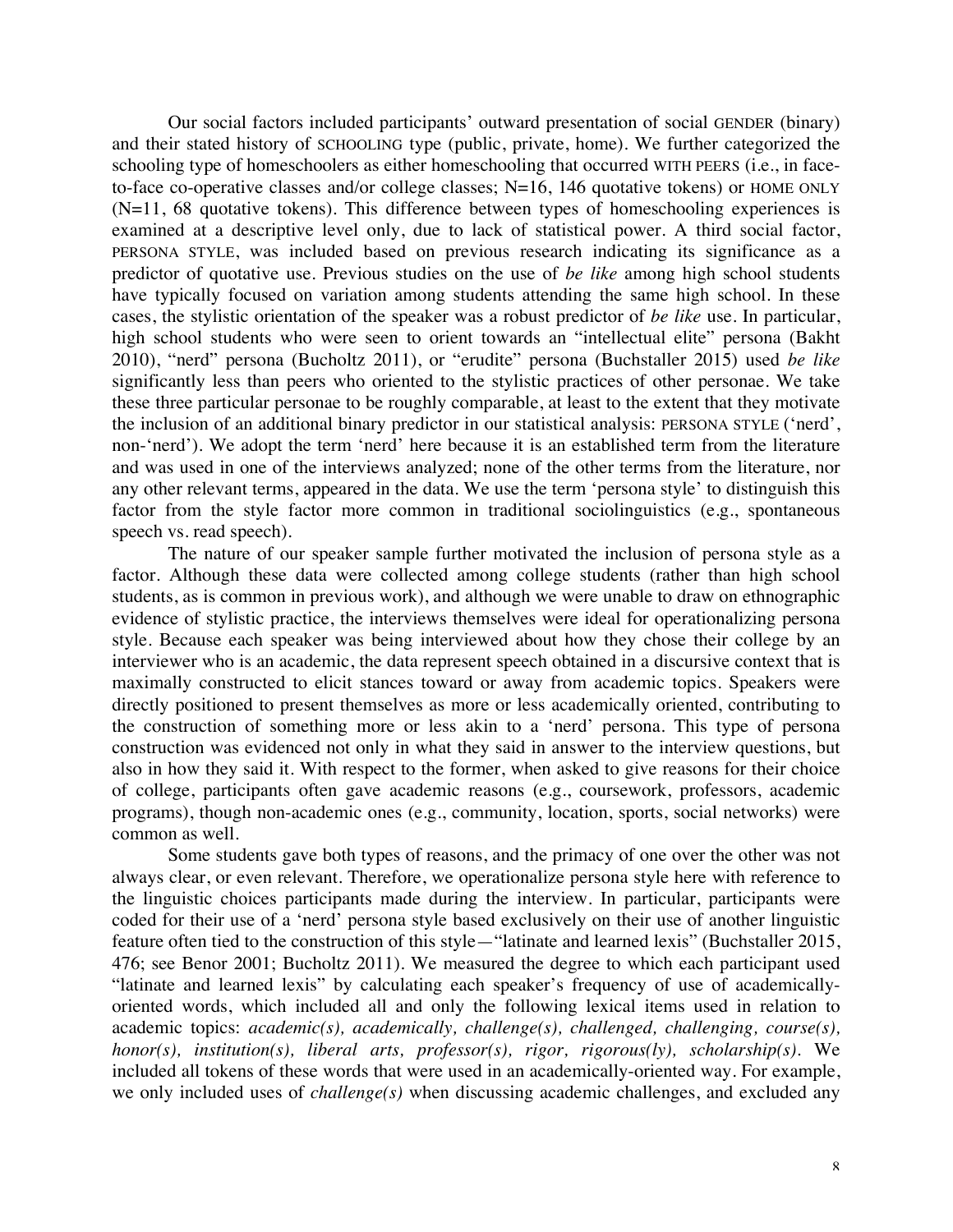Our social factors included participants' outward presentation of social GENDER (binary) and their stated history of SCHOOLING type (public, private, home). We further categorized the schooling type of homeschoolers as either homeschooling that occurred WITH PEERS (i.e., in face-to-face co-operative classes and/or college classes; N=16, 146 quotative tokens) or HOME ONLY (N=11, 68 quotative tokens). This difference between types of homeschooling experiences is examined at a descriptive level only, due to lack of statistical power. A third social factor, PERSONA STYLE, was included based on previous research indicating its significance as a predictor of quotative use. Previous studies on the use of *be like* among high school students have typically focused on variation among students attending the same high school. In these cases, the stylistic orientation of the speaker was a robust predictor of *be like* use. In particular, high school students who were seen to orient towards an "intellectual elite" persona (Bakht 2010), "nerd" persona (Bucholtz 2011), or "erudite" persona (Buchstaller 2015) used *be like* significantly less than peers who oriented to the stylistic practices of other personae. We take these three particular personae to be roughly comparable, at least to the extent that they motivate the inclusion of an additional binary predictor in our statistical analysis: PERSONA STYLE ('nerd', non-'nerd'). We adopt the term 'nerd' here because it is an established term from the literature and was used in one of the interviews analyzed; none of the other terms from the literature, nor any other relevant terms, appeared in the data. We use the term 'persona style' to distinguish this factor from the style factor more common in traditional sociolinguistics (e.g., spontaneous speech vs. read speech).

The nature of our speaker sample further motivated the inclusion of persona style as a factor. Although these data were collected among college students (rather than high school students, as is common in previous work), and although we were unable to draw on ethnographic evidence of stylistic practice, the interviews themselves were ideal for operationalizing persona style. Because each speaker was being interviewed about how they chose their college by an interviewer who is an academic, the data represent speech obtained in a discursive context that is maximally constructed to elicit stances toward or away from academic topics. Speakers were directly positioned to present themselves as more or less academically oriented, contributing to the construction of something more or less akin to a 'nerd' persona. This type of persona construction was evidenced not only in what they said in answer to the interview questions, but also in how they said it. With respect to the former, when asked to give reasons for their choice of college, participants often gave academic reasons (e.g., coursework, professors, academic programs), though non-academic ones (e.g., community, location, sports, social networks) were common as well.

Some students gave both types of reasons, and the primacy of one over the other was not always clear, or even relevant. Therefore, we operationalize persona style here with reference to the linguistic choices participants made during the interview. In particular, participants were coded for their use of a 'nerd' persona style based exclusively on their use of another linguistic feature often tied to the construction of this style—"latinate and learned lexis" (Buchstaller 2015, 476; see Benor 2001; Bucholtz 2011). We measured the degree to which each participant used "latinate and learned lexis" by calculating each speaker's frequency of use of academically-oriented words, which included all and only the following lexical items used in relation to academic topics: *academic(s), academically, challenge(s), challenged, challenging, course(s), honor(s), institution(s), liberal arts, professor(s), rigor, rigorous(ly), scholarship(s).* We included all tokens of these words that were used in an academically-oriented way. For example, we only included uses of *challenge(s)* when discussing academic challenges, and excluded any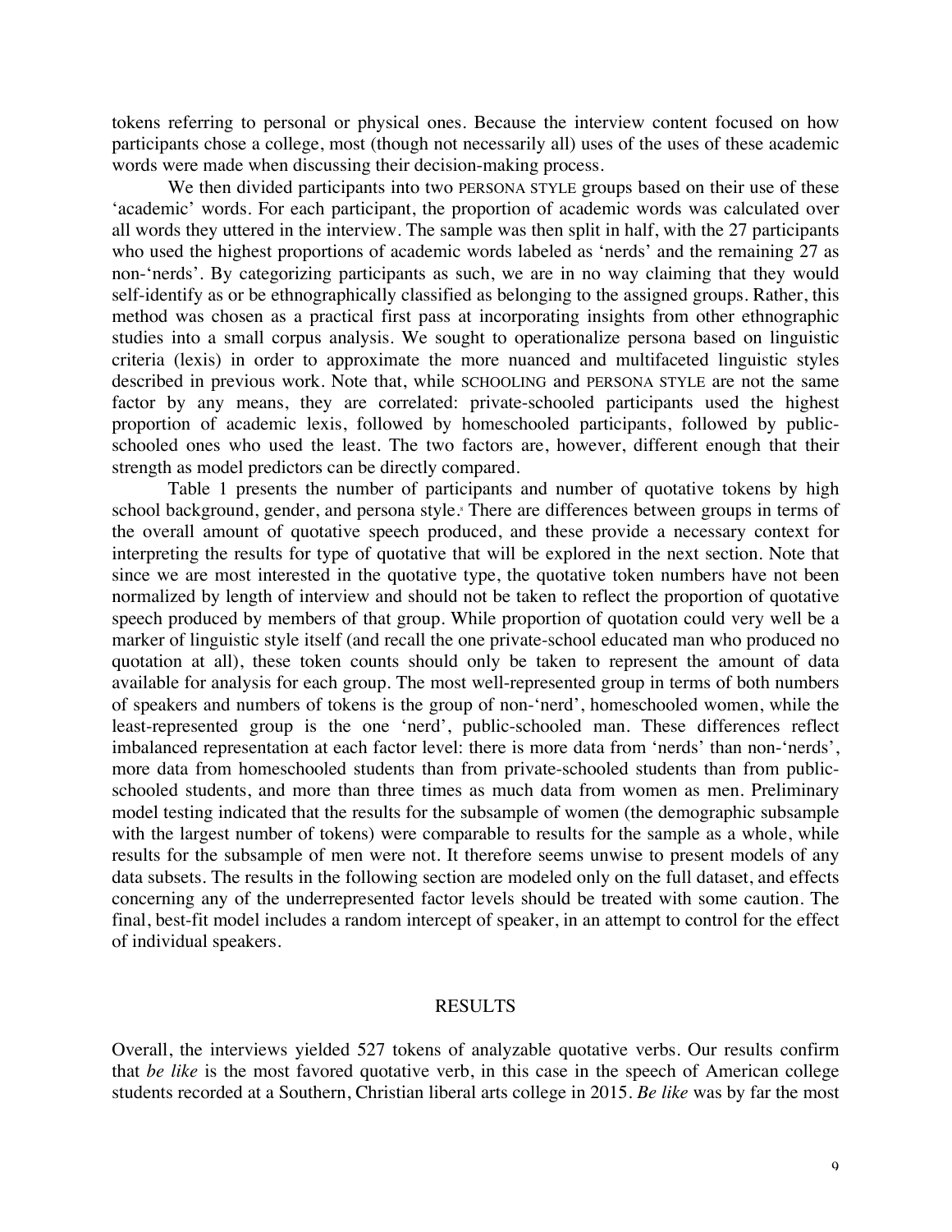tokens referring to personal or physical ones. Because the interview content focused on how participants chose a college, most (though not necessarily all) uses of the uses of these academic words were made when discussing their decision-making process.

We then divided participants into two PERSONA STYLE groups based on their use of these 'academic' words. For each participant, the proportion of academic words was calculated over all words they uttered in the interview. The sample was then split in half, with the 27 participants who used the highest proportions of academic words labeled as 'nerds' and the remaining 27 as non-'nerds'. By categorizing participants as such, we are in no way claiming that they would self-identify as or be ethnographically classified as belonging to the assigned groups. Rather, this method was chosen as a practical first pass at incorporating insights from other ethnographic studies into a small corpus analysis. We sought to operationalize persona based on linguistic criteria (lexis) in order to approximate the more nuanced and multifaceted linguistic styles described in previous work. Note that, while SCHOOLING and PERSONA STYLE are not the same factor by any means, they are correlated: private-schooled participants used the highest proportion of academic lexis, followed by homeschooled participants, followed by public-schooled ones who used the least. The two factors are, however, different enough that their strength as model predictors can be directly compared.

Table 1 presents the number of participants and number of quotative tokens by high school background, gender, and persona style.[8] There are differences between groups in terms of the overall amount of quotative speech produced, and these provide a necessary context for interpreting the results for type of quotative that will be explored in the next section. Note that since we are most interested in the quotative type, the quotative token numbers have not been normalized by length of interview and should not be taken to reflect the proportion of quotative speech produced by members of that group. While proportion of quotation could very well be a marker of linguistic style itself (and recall the one private-school educated man who produced no quotation at all), these token counts should only be taken to represent the amount of data available for analysis for each group. The most well-represented group in terms of both numbers of speakers and numbers of tokens is the group of non-'nerd', homeschooled women, while the least-represented group is the one 'nerd', public-schooled man. These differences reflect imbalanced representation at each factor level: there is more data from 'nerds' than non-'nerds', more data from homeschooled students than from private-schooled students than from public-schooled students, and more than three times as much data from women as men. Preliminary model testing indicated that the results for the subsample of women (the demographic subsample with the largest number of tokens) were comparable to results for the sample as a whole, while results for the subsample of men were not. It therefore seems unwise to present models of any data subsets. The results in the following section are modeled only on the full dataset, and effects concerning any of the underrepresented factor levels should be treated with some caution. The final, best-fit model includes a random intercept of speaker, in an attempt to control for the effect of individual speakers.

## RESULTS

Overall, the interviews yielded 527 tokens of analyzable quotative verbs. Our results confirm that *be like* is the most favored quotative verb, in this case in the speech of American college students recorded at a Southern, Christian liberal arts college in 2015. *Be like* was by far the most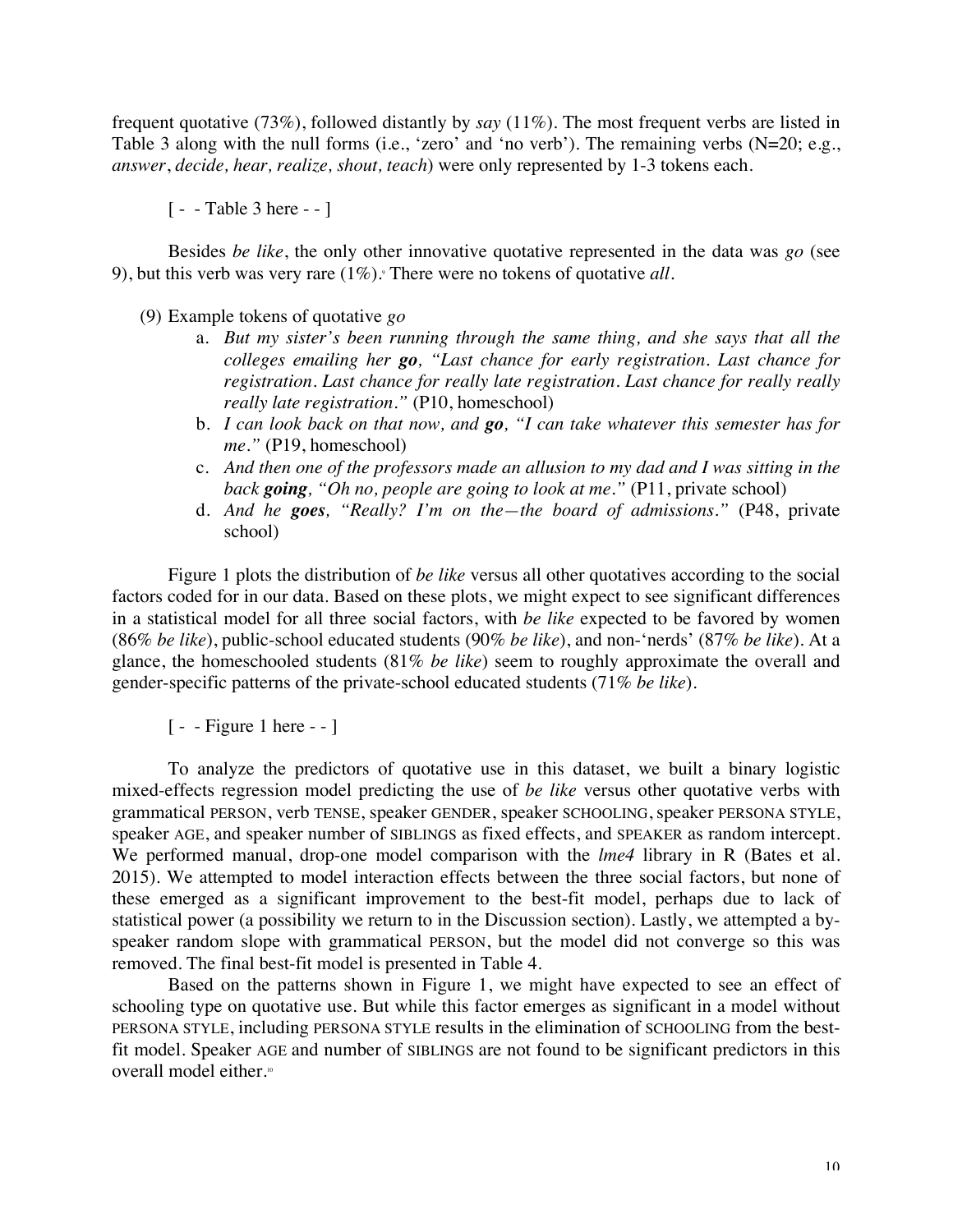frequent quotative (73%), followed distantly by *say* (11%). The most frequent verbs are listed in Table 3 along with the null forms (i.e., 'zero' and 'no verb'). The remaining verbs (N=20; e.g., *answer*, *decide, hear, realize, shout, teach*) were only represented by 1-3 tokens each.

[ - - Table 3 here - - ]

Besides *be like*, the only other innovative quotative represented in the data was *go* (see 9), but this verb was very rare (1%).[9] There were no tokens of quotative *all*.

(9) Example tokens of quotative *go*

a. *But my sister's been running through the same thing, and she says that all the colleges emailing her **go**, "Last chance for early registration. Last chance for registration. Last chance for really late registration. Last chance for really really really late registration."* (P10, homeschool)

b. *I can look back on that now, and **go**, "I can take whatever this semester has for me."* (P19, homeschool)

c. *And then one of the professors made an allusion to my dad and I was sitting in the back **going**, "Oh no, people are going to look at me."* (P11, private school)

d. *And he **goes**, "Really? I'm on the—the board of admissions."* (P48, private school)

Figure 1 plots the distribution of *be like* versus all other quotatives according to the social factors coded for in our data. Based on these plots, we might expect to see significant differences in a statistical model for all three social factors, with *be like* expected to be favored by women (86% *be like*), public-school educated students (90% *be like*), and non-'nerds' (87% *be like*). At a glance, the homeschooled students (81% *be like*) seem to roughly approximate the overall and gender-specific patterns of the private-school educated students (71% *be like*).

[ - - Figure 1 here - - ]

To analyze the predictors of quotative use in this dataset, we built a binary logistic mixed-effects regression model predicting the use of *be like* versus other quotative verbs with grammatical PERSON, verb TENSE, speaker GENDER, speaker SCHOOLING, speaker PERSONA STYLE, speaker AGE, and speaker number of SIBLINGS as fixed effects, and SPEAKER as random intercept. We performed manual, drop-one model comparison with the *lme4* library in R (Bates et al. 2015). We attempted to model interaction effects between the three social factors, but none of these emerged as a significant improvement to the best-fit model, perhaps due to lack of statistical power (a possibility we return to in the Discussion section). Lastly, we attempted a by-speaker random slope with grammatical PERSON, but the model did not converge so this was removed. The final best-fit model is presented in Table 4.

Based on the patterns shown in Figure 1, we might have expected to see an effect of schooling type on quotative use. But while this factor emerges as significant in a model without PERSONA STYLE, including PERSONA STYLE results in the elimination of SCHOOLING from the best-fit model. Speaker AGE and number of SIBLINGS are not found to be significant predictors in this overall model either.[10]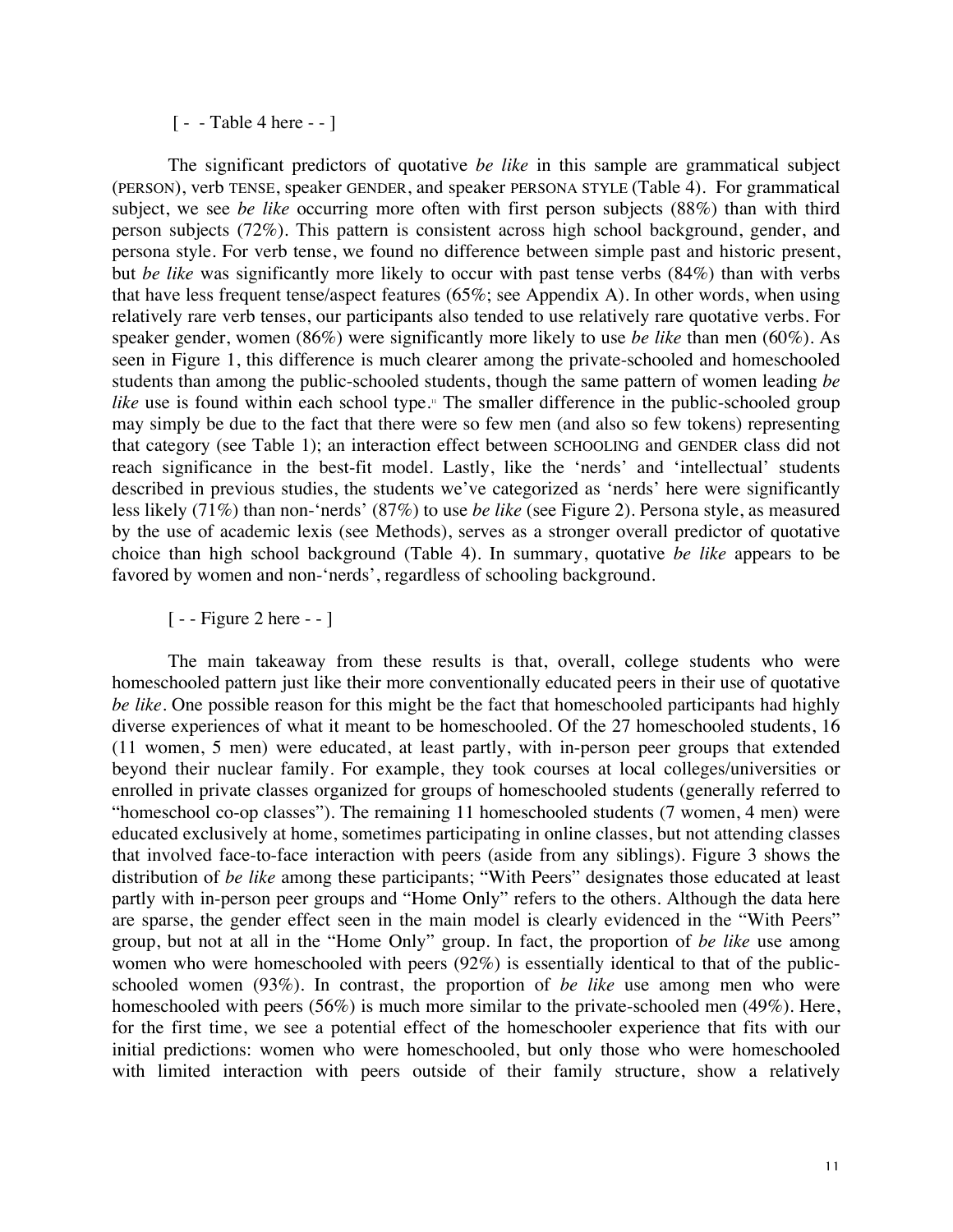[ - - Table 4 here - - ]

The significant predictors of quotative *be like* in this sample are grammatical subject (PERSON), verb TENSE, speaker GENDER, and speaker PERSONA STYLE (Table 4). For grammatical subject, we see *be like* occurring more often with first person subjects (88%) than with third person subjects (72%). This pattern is consistent across high school background, gender, and persona style. For verb tense, we found no difference between simple past and historic present, but *be like* was significantly more likely to occur with past tense verbs (84%) than with verbs that have less frequent tense/aspect features (65%; see Appendix A). In other words, when using relatively rare verb tenses, our participants also tended to use relatively rare quotative verbs. For speaker gender, women (86%) were significantly more likely to use *be like* than men (60%). As seen in Figure 1, this difference is much clearer among the private-schooled and homeschooled students than among the public-schooled students, though the same pattern of women leading *be like* use is found within each school type.[11] The smaller difference in the public-schooled group may simply be due to the fact that there were so few men (and also so few tokens) representing that category (see Table 1); an interaction effect between SCHOOLING and GENDER class did not reach significance in the best-fit model. Lastly, like the 'nerds' and 'intellectual' students described in previous studies, the students we've categorized as 'nerds' here were significantly less likely (71%) than non-'nerds' (87%) to use *be like* (see Figure 2). Persona style, as measured by the use of academic lexis (see Methods), serves as a stronger overall predictor of quotative choice than high school background (Table 4). In summary, quotative *be like* appears to be favored by women and non-'nerds', regardless of schooling background.

[ - - Figure 2 here - - ]

The main takeaway from these results is that, overall, college students who were homeschooled pattern just like their more conventionally educated peers in their use of quotative *be like*. One possible reason for this might be the fact that homeschooled participants had highly diverse experiences of what it meant to be homeschooled. Of the 27 homeschooled students, 16 (11 women, 5 men) were educated, at least partly, with in-person peer groups that extended beyond their nuclear family. For example, they took courses at local colleges/universities or enrolled in private classes organized for groups of homeschooled students (generally referred to "homeschool co-op classes"). The remaining 11 homeschooled students (7 women, 4 men) were educated exclusively at home, sometimes participating in online classes, but not attending classes that involved face-to-face interaction with peers (aside from any siblings). Figure 3 shows the distribution of *be like* among these participants; "With Peers" designates those educated at least partly with in-person peer groups and "Home Only" refers to the others. Although the data here are sparse, the gender effect seen in the main model is clearly evidenced in the "With Peers" group, but not at all in the "Home Only" group. In fact, the proportion of *be like* use among women who were homeschooled with peers (92%) is essentially identical to that of the public-schooled women (93%). In contrast, the proportion of *be like* use among men who were homeschooled with peers (56%) is much more similar to the private-schooled men (49%). Here, for the first time, we see a potential effect of the homeschooler experience that fits with our initial predictions: women who were homeschooled, but only those who were homeschooled with limited interaction with peers outside of their family structure, show a relatively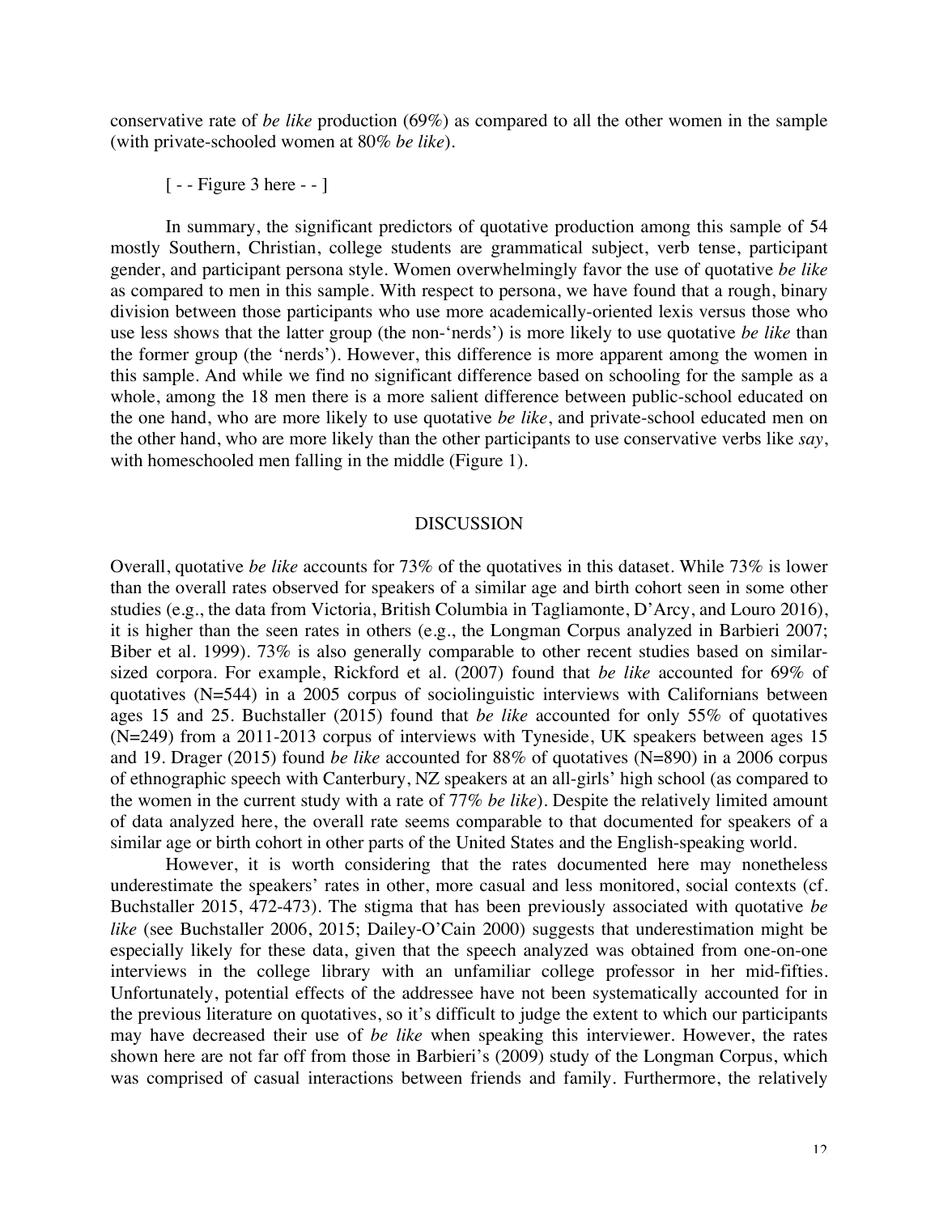conservative rate of *be like* production (69%) as compared to all the other women in the sample (with private-schooled women at 80% *be like*).

[ - - Figure 3 here - - ]

In summary, the significant predictors of quotative production among this sample of 54 mostly Southern, Christian, college students are grammatical subject, verb tense, participant gender, and participant persona style. Women overwhelmingly favor the use of quotative *be like* as compared to men in this sample. With respect to persona, we have found that a rough, binary division between those participants who use more academically-oriented lexis versus those who use less shows that the latter group (the non-'nerds') is more likely to use quotative *be like* than the former group (the 'nerds'). However, this difference is more apparent among the women in this sample. And while we find no significant difference based on schooling for the sample as a whole, among the 18 men there is a more salient difference between public-school educated on the one hand, who are more likely to use quotative *be like*, and private-school educated men on the other hand, who are more likely than the other participants to use conservative verbs like *say*, with homeschooled men falling in the middle (Figure 1).

## DISCUSSION

Overall, quotative *be like* accounts for 73% of the quotatives in this dataset. While 73% is lower than the overall rates observed for speakers of a similar age and birth cohort seen in some other studies (e.g., the data from Victoria, British Columbia in Tagliamonte, D'Arcy, and Louro 2016), it is higher than the seen rates in others (e.g., the Longman Corpus analyzed in Barbieri 2007; Biber et al. 1999). 73% is also generally comparable to other recent studies based on similar-sized corpora. For example, Rickford et al. (2007) found that *be like* accounted for 69% of quotatives (N=544) in a 2005 corpus of sociolinguistic interviews with Californians between ages 15 and 25. Buchstaller (2015) found that *be like* accounted for only 55% of quotatives (N=249) from a 2011-2013 corpus of interviews with Tyneside, UK speakers between ages 15 and 19. Drager (2015) found *be like* accounted for 88% of quotatives (N=890) in a 2006 corpus of ethnographic speech with Canterbury, NZ speakers at an all-girls' high school (as compared to the women in the current study with a rate of 77% *be like*). Despite the relatively limited amount of data analyzed here, the overall rate seems comparable to that documented for speakers of a similar age or birth cohort in other parts of the United States and the English-speaking world.

However, it is worth considering that the rates documented here may nonetheless underestimate the speakers' rates in other, more casual and less monitored, social contexts (cf. Buchstaller 2015, 472-473). The stigma that has been previously associated with quotative *be like* (see Buchstaller 2006, 2015; Dailey-O'Cain 2000) suggests that underestimation might be especially likely for these data, given that the speech analyzed was obtained from one-on-one interviews in the college library with an unfamiliar college professor in her mid-fifties. Unfortunately, potential effects of the addressee have not been systematically accounted for in the previous literature on quotatives, so it's difficult to judge the extent to which our participants may have decreased their use of *be like* when speaking this interviewer. However, the rates shown here are not far off from those in Barbieri's (2009) study of the Longman Corpus, which was comprised of casual interactions between friends and family. Furthermore, the relatively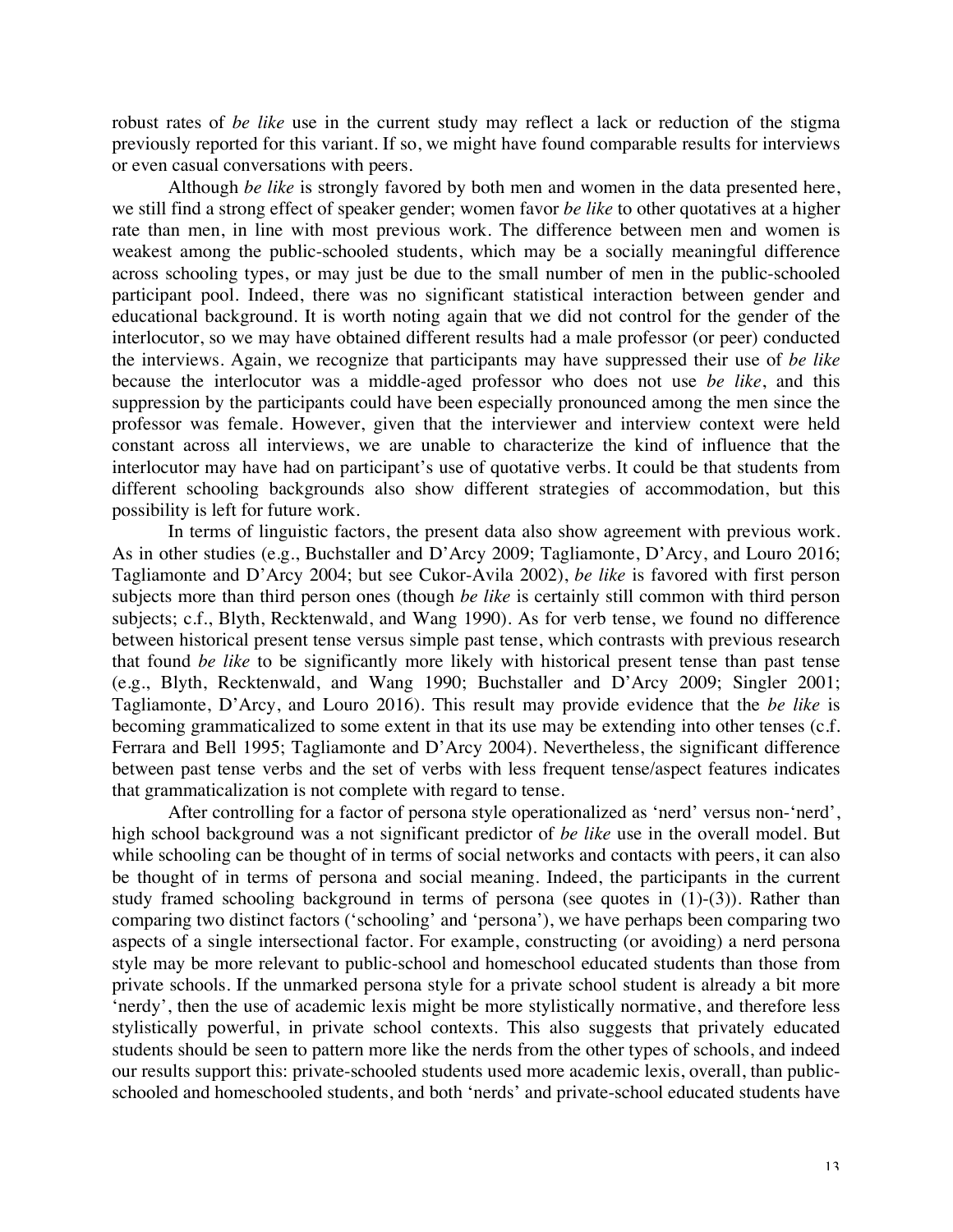robust rates of *be like* use in the current study may reflect a lack or reduction of the stigma previously reported for this variant. If so, we might have found comparable results for interviews or even casual conversations with peers.

Although *be like* is strongly favored by both men and women in the data presented here, we still find a strong effect of speaker gender; women favor *be like* to other quotatives at a higher rate than men, in line with most previous work. The difference between men and women is weakest among the public-schooled students, which may be a socially meaningful difference across schooling types, or may just be due to the small number of men in the public-schooled participant pool. Indeed, there was no significant statistical interaction between gender and educational background. It is worth noting again that we did not control for the gender of the interlocutor, so we may have obtained different results had a male professor (or peer) conducted the interviews. Again, we recognize that participants may have suppressed their use of *be like* because the interlocutor was a middle-aged professor who does not use *be like*, and this suppression by the participants could have been especially pronounced among the men since the professor was female. However, given that the interviewer and interview context were held constant across all interviews, we are unable to characterize the kind of influence that the interlocutor may have had on participant's use of quotative verbs. It could be that students from different schooling backgrounds also show different strategies of accommodation, but this possibility is left for future work.

In terms of linguistic factors, the present data also show agreement with previous work. As in other studies (e.g., Buchstaller and D'Arcy 2009; Tagliamonte, D'Arcy, and Louro 2016; Tagliamonte and D'Arcy 2004; but see Cukor-Avila 2002), *be like* is favored with first person subjects more than third person ones (though *be like* is certainly still common with third person subjects; c.f., Blyth, Recktenwald, and Wang 1990). As for verb tense, we found no difference between historical present tense versus simple past tense, which contrasts with previous research that found *be like* to be significantly more likely with historical present tense than past tense (e.g., Blyth, Recktenwald, and Wang 1990; Buchstaller and D'Arcy 2009; Singler 2001; Tagliamonte, D'Arcy, and Louro 2016). This result may provide evidence that the *be like* is becoming grammaticalized to some extent in that its use may be extending into other tenses (c.f. Ferrara and Bell 1995; Tagliamonte and D'Arcy 2004). Nevertheless, the significant difference between past tense verbs and the set of verbs with less frequent tense/aspect features indicates that grammaticalization is not complete with regard to tense.

After controlling for a factor of persona style operationalized as 'nerd' versus non-'nerd', high school background was a not significant predictor of *be like* use in the overall model. But while schooling can be thought of in terms of social networks and contacts with peers, it can also be thought of in terms of persona and social meaning. Indeed, the participants in the current study framed schooling background in terms of persona (see quotes in (1)-(3)). Rather than comparing two distinct factors ('schooling' and 'persona'), we have perhaps been comparing two aspects of a single intersectional factor. For example, constructing (or avoiding) a nerd persona style may be more relevant to public-school and homeschool educated students than those from private schools. If the unmarked persona style for a private school student is already a bit more 'nerdy', then the use of academic lexis might be more stylistically normative, and therefore less stylistically powerful, in private school contexts. This also suggests that privately educated students should be seen to pattern more like the nerds from the other types of schools, and indeed our results support this: private-schooled students used more academic lexis, overall, than public-schooled and homeschooled students, and both 'nerds' and private-school educated students have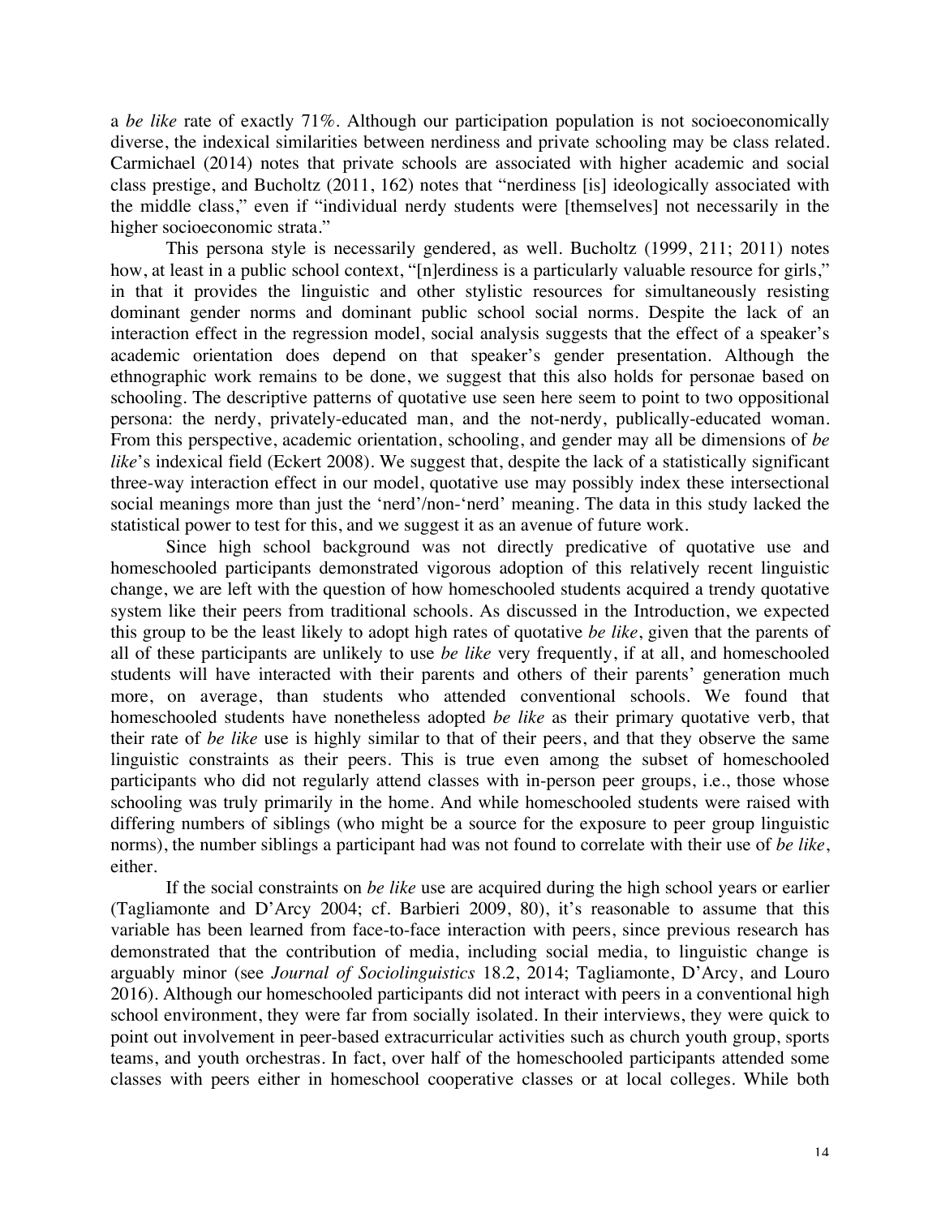a *be like* rate of exactly 71%. Although our participation population is not socioeconomically diverse, the indexical similarities between nerdiness and private schooling may be class related. Carmichael (2014) notes that private schools are associated with higher academic and social class prestige, and Bucholtz (2011, 162) notes that "nerdiness [is] ideologically associated with the middle class," even if "individual nerdy students were [themselves] not necessarily in the higher socioeconomic strata."

This persona style is necessarily gendered, as well. Bucholtz (1999, 211; 2011) notes how, at least in a public school context, "[n]erdiness is a particularly valuable resource for girls," in that it provides the linguistic and other stylistic resources for simultaneously resisting dominant gender norms and dominant public school social norms. Despite the lack of an interaction effect in the regression model, social analysis suggests that the effect of a speaker's academic orientation does depend on that speaker's gender presentation. Although the ethnographic work remains to be done, we suggest that this also holds for personae based on schooling. The descriptive patterns of quotative use seen here seem to point to two oppositional persona: the nerdy, privately-educated man, and the not-nerdy, publically-educated woman. From this perspective, academic orientation, schooling, and gender may all be dimensions of *be like*'s indexical field (Eckert 2008). We suggest that, despite the lack of a statistically significant three-way interaction effect in our model, quotative use may possibly index these intersectional social meanings more than just the 'nerd'/non-'nerd' meaning. The data in this study lacked the statistical power to test for this, and we suggest it as an avenue of future work.

Since high school background was not directly predicative of quotative use and homeschooled participants demonstrated vigorous adoption of this relatively recent linguistic change, we are left with the question of how homeschooled students acquired a trendy quotative system like their peers from traditional schools. As discussed in the Introduction, we expected this group to be the least likely to adopt high rates of quotative *be like*, given that the parents of all of these participants are unlikely to use *be like* very frequently, if at all, and homeschooled students will have interacted with their parents and others of their parents' generation much more, on average, than students who attended conventional schools. We found that homeschooled students have nonetheless adopted *be like* as their primary quotative verb, that their rate of *be like* use is highly similar to that of their peers, and that they observe the same linguistic constraints as their peers. This is true even among the subset of homeschooled participants who did not regularly attend classes with in-person peer groups, i.e., those whose schooling was truly primarily in the home. And while homeschooled students were raised with differing numbers of siblings (who might be a source for the exposure to peer group linguistic norms), the number siblings a participant had was not found to correlate with their use of *be like*, either.

If the social constraints on *be like* use are acquired during the high school years or earlier (Tagliamonte and D'Arcy 2004; cf. Barbieri 2009, 80), it's reasonable to assume that this variable has been learned from face-to-face interaction with peers, since previous research has demonstrated that the contribution of media, including social media, to linguistic change is arguably minor (see *Journal of Sociolinguistics* 18.2, 2014; Tagliamonte, D'Arcy, and Louro 2016). Although our homeschooled participants did not interact with peers in a conventional high school environment, they were far from socially isolated. In their interviews, they were quick to point out involvement in peer-based extracurricular activities such as church youth group, sports teams, and youth orchestras. In fact, over half of the homeschooled participants attended some classes with peers either in homeschool cooperative classes or at local colleges. While both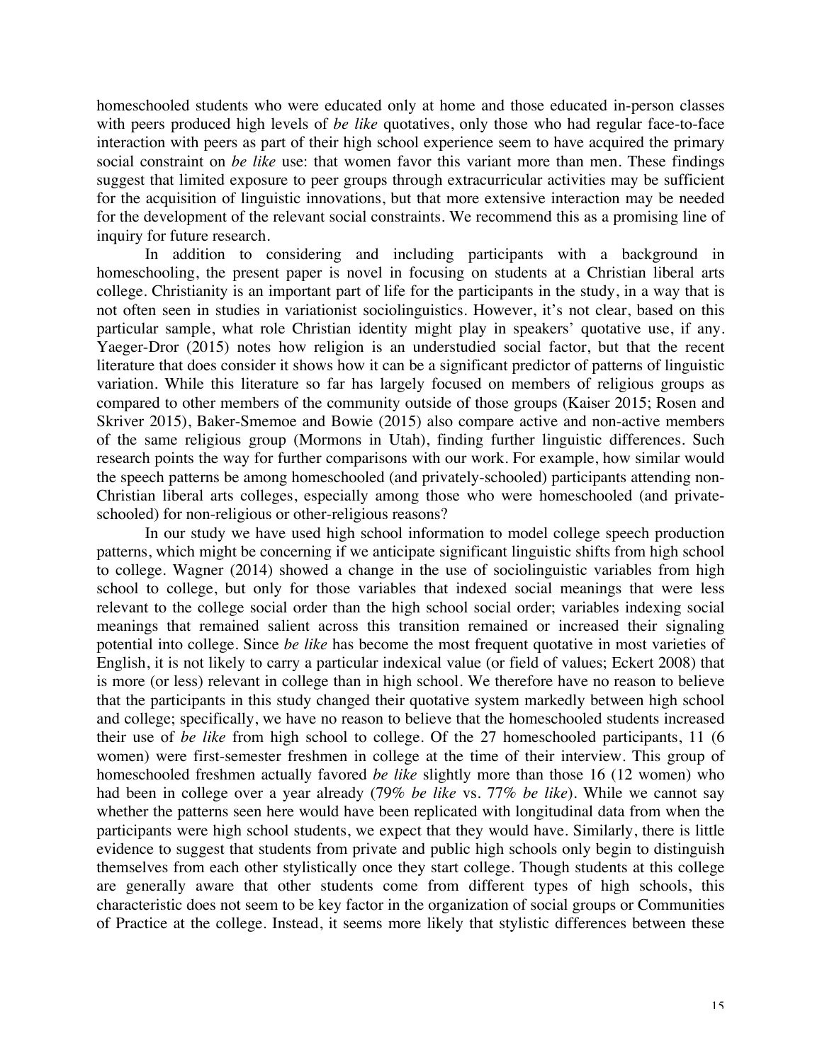homeschooled students who were educated only at home and those educated in-person classes with peers produced high levels of *be like* quotatives, only those who had regular face-to-face interaction with peers as part of their high school experience seem to have acquired the primary social constraint on *be like* use: that women favor this variant more than men. These findings suggest that limited exposure to peer groups through extracurricular activities may be sufficient for the acquisition of linguistic innovations, but that more extensive interaction may be needed for the development of the relevant social constraints. We recommend this as a promising line of inquiry for future research.

In addition to considering and including participants with a background in homeschooling, the present paper is novel in focusing on students at a Christian liberal arts college. Christianity is an important part of life for the participants in the study, in a way that is not often seen in studies in variationist sociolinguistics. However, it's not clear, based on this particular sample, what role Christian identity might play in speakers' quotative use, if any. Yaeger-Dror (2015) notes how religion is an understudied social factor, but that the recent literature that does consider it shows how it can be a significant predictor of patterns of linguistic variation. While this literature so far has largely focused on members of religious groups as compared to other members of the community outside of those groups (Kaiser 2015; Rosen and Skriver 2015), Baker-Smemoe and Bowie (2015) also compare active and non-active members of the same religious group (Mormons in Utah), finding further linguistic differences. Such research points the way for further comparisons with our work. For example, how similar would the speech patterns be among homeschooled (and privately-schooled) participants attending non-Christian liberal arts colleges, especially among those who were homeschooled (and private-schooled) for non-religious or other-religious reasons?

In our study we have used high school information to model college speech production patterns, which might be concerning if we anticipate significant linguistic shifts from high school to college. Wagner (2014) showed a change in the use of sociolinguistic variables from high school to college, but only for those variables that indexed social meanings that were less relevant to the college social order than the high school social order; variables indexing social meanings that remained salient across this transition remained or increased their signaling potential into college. Since *be like* has become the most frequent quotative in most varieties of English, it is not likely to carry a particular indexical value (or field of values; Eckert 2008) that is more (or less) relevant in college than in high school. We therefore have no reason to believe that the participants in this study changed their quotative system markedly between high school and college; specifically, we have no reason to believe that the homeschooled students increased their use of *be like* from high school to college. Of the 27 homeschooled participants, 11 (6 women) were first-semester freshmen in college at the time of their interview. This group of homeschooled freshmen actually favored *be like* slightly more than those 16 (12 women) who had been in college over a year already (79% *be like* vs. 77% *be like*). While we cannot say whether the patterns seen here would have been replicated with longitudinal data from when the participants were high school students, we expect that they would have. Similarly, there is little evidence to suggest that students from private and public high schools only begin to distinguish themselves from each other stylistically once they start college. Though students at this college are generally aware that other students come from different types of high schools, this characteristic does not seem to be key factor in the organization of social groups or Communities of Practice at the college. Instead, it seems more likely that stylistic differences between these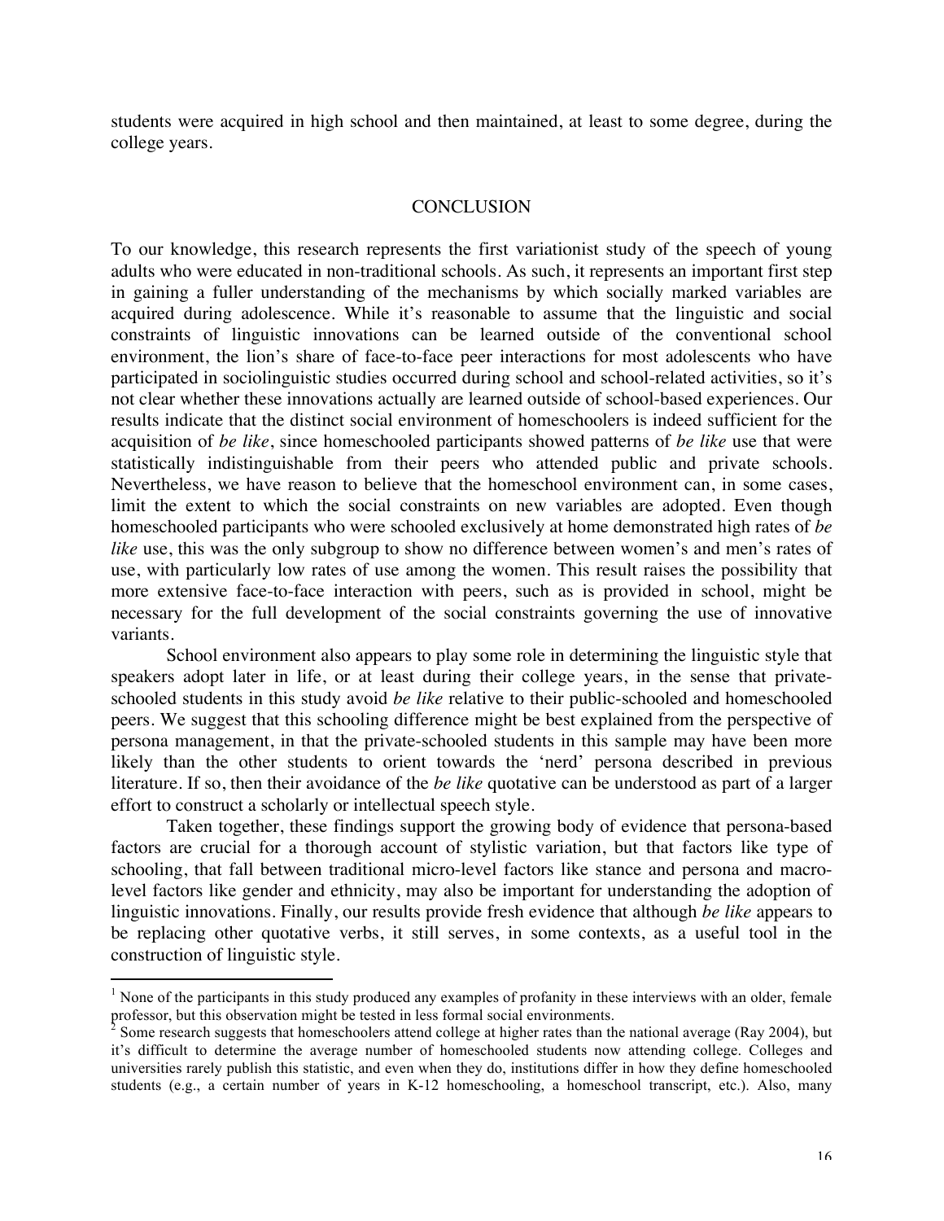students were acquired in high school and then maintained, at least to some degree, during the college years.

## CONCLUSION

To our knowledge, this research represents the first variationist study of the speech of young adults who were educated in non-traditional schools. As such, it represents an important first step in gaining a fuller understanding of the mechanisms by which socially marked variables are acquired during adolescence. While it's reasonable to assume that the linguistic and social constraints of linguistic innovations can be learned outside of the conventional school environment, the lion's share of face-to-face peer interactions for most adolescents who have participated in sociolinguistic studies occurred during school and school-related activities, so it's not clear whether these innovations actually are learned outside of school-based experiences. Our results indicate that the distinct social environment of homeschoolers is indeed sufficient for the acquisition of *be like*, since homeschooled participants showed patterns of *be like* use that were statistically indistinguishable from their peers who attended public and private schools. Nevertheless, we have reason to believe that the homeschool environment can, in some cases, limit the extent to which the social constraints on new variables are adopted. Even though homeschooled participants who were schooled exclusively at home demonstrated high rates of *be like* use, this was the only subgroup to show no difference between women's and men's rates of use, with particularly low rates of use among the women. This result raises the possibility that more extensive face-to-face interaction with peers, such as is provided in school, might be necessary for the full development of the social constraints governing the use of innovative variants.

School environment also appears to play some role in determining the linguistic style that speakers adopt later in life, or at least during their college years, in the sense that private-schooled students in this study avoid *be like* relative to their public-schooled and homeschooled peers. We suggest that this schooling difference might be best explained from the perspective of persona management, in that the private-schooled students in this sample may have been more likely than the other students to orient towards the 'nerd' persona described in previous literature. If so, then their avoidance of the *be like* quotative can be understood as part of a larger effort to construct a scholarly or intellectual speech style.

Taken together, these findings support the growing body of evidence that persona-based factors are crucial for a thorough account of stylistic variation, but that factors like type of schooling, that fall between traditional micro-level factors like stance and persona and macro-level factors like gender and ethnicity, may also be important for understanding the adoption of linguistic innovations. Finally, our results provide fresh evidence that although *be like* appears to be replacing other quotative verbs, it still serves, in some contexts, as a useful tool in the construction of linguistic style.

---

[1] None of the participants in this study produced any examples of profanity in these interviews with an older, female professor, but this observation might be tested in less formal social environments.

[2] Some research suggests that homeschoolers attend college at higher rates than the national average (Ray 2004), but it's difficult to determine the average number of homeschooled students now attending college. Colleges and universities rarely publish this statistic, and even when they do, institutions differ in how they define homeschooled students (e.g., a certain number of years in K-12 homeschooling, a homeschool transcript, etc.). Also, many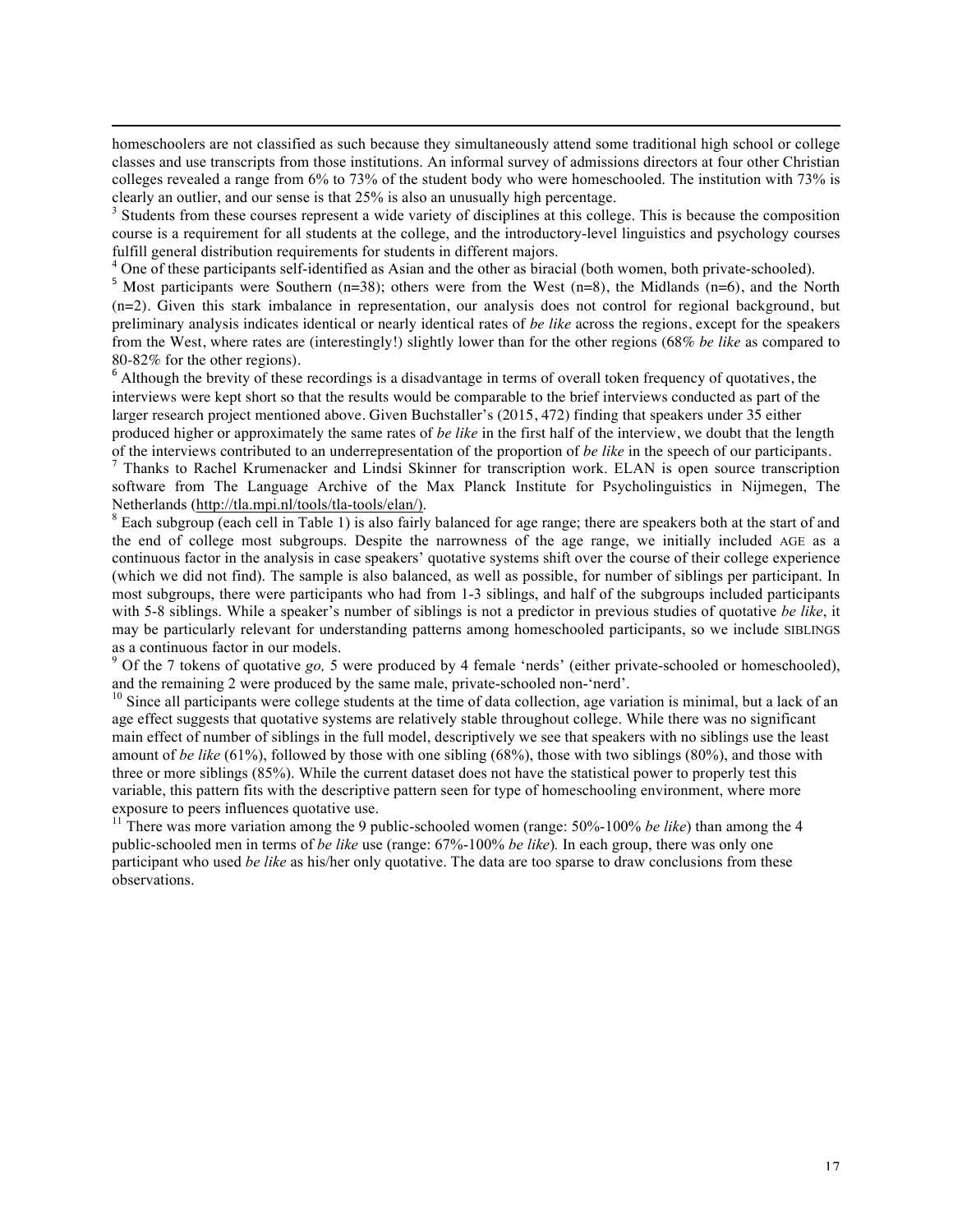homeschoolers are not classified as such because they simultaneously attend some traditional high school or college classes and use transcripts from those institutions. An informal survey of admissions directors at four other Christian colleges revealed a range from 6% to 73% of the student body who were homeschooled. The institution with 73% is clearly an outlier, and our sense is that 25% is also an unusually high percentage.

[3] Students from these courses represent a wide variety of disciplines at this college. This is because the composition course is a requirement for all students at the college, and the introductory-level linguistics and psychology courses fulfill general distribution requirements for students in different majors.

[4] One of these participants self-identified as Asian and the other as biracial (both women, both private-schooled).

[5] Most participants were Southern (n=38); others were from the West (n=8), the Midlands (n=6), and the North (n=2). Given this stark imbalance in representation, our analysis does not control for regional background, but preliminary analysis indicates identical or nearly identical rates of *be like* across the regions, except for the speakers from the West, where rates are (interestingly!) slightly lower than for the other regions (68% *be like* as compared to 80-82% for the other regions).

[6] Although the brevity of these recordings is a disadvantage in terms of overall token frequency of quotatives, the interviews were kept short so that the results would be comparable to the brief interviews conducted as part of the larger research project mentioned above. Given Buchstaller's (2015, 472) finding that speakers under 35 either produced higher or approximately the same rates of *be like* in the first half of the interview, we doubt that the length of the interviews contributed to an underrepresentation of the proportion of *be like* in the speech of our participants.

[7] Thanks to Rachel Krumenacker and Lindsi Skinner for transcription work. ELAN is open source transcription software from The Language Archive of the Max Planck Institute for Psycholinguistics in Nijmegen, The Netherlands (http://tla.mpi.nl/tools/tla-tools/elan/).

[8] Each subgroup (each cell in Table 1) is also fairly balanced for age range; there are speakers both at the start of and the end of college most subgroups. Despite the narrowness of the age range, we initially included AGE as a continuous factor in the analysis in case speakers' quotative systems shift over the course of their college experience (which we did not find). The sample is also balanced, as well as possible, for number of siblings per participant. In most subgroups, there were participants who had from 1-3 siblings, and half of the subgroups included participants with 5-8 siblings. While a speaker's number of siblings is not a predictor in previous studies of quotative *be like*, it may be particularly relevant for understanding patterns among homeschooled participants, so we include SIBLINGS as a continuous factor in our models.

[9] Of the 7 tokens of quotative *go,* 5 were produced by 4 female 'nerds' (either private-schooled or homeschooled), and the remaining 2 were produced by the same male, private-schooled non-'nerd'.

[10] Since all participants were college students at the time of data collection, age variation is minimal, but a lack of an age effect suggests that quotative systems are relatively stable throughout college. While there was no significant main effect of number of siblings in the full model, descriptively we see that speakers with no siblings use the least amount of *be like* (61%), followed by those with one sibling (68%), those with two siblings (80%), and those with three or more siblings (85%). While the current dataset does not have the statistical power to properly test this variable, this pattern fits with the descriptive pattern seen for type of homeschooling environment, where more exposure to peers influences quotative use.

[11] There was more variation among the 9 public-schooled women (range: 50%-100% *be like*) than among the 4 public-schooled men in terms of *be like* use (range: 67%-100% *be like*). In each group, there was only one participant who used *be like* as his/her only quotative. The data are too sparse to draw conclusions from these observations.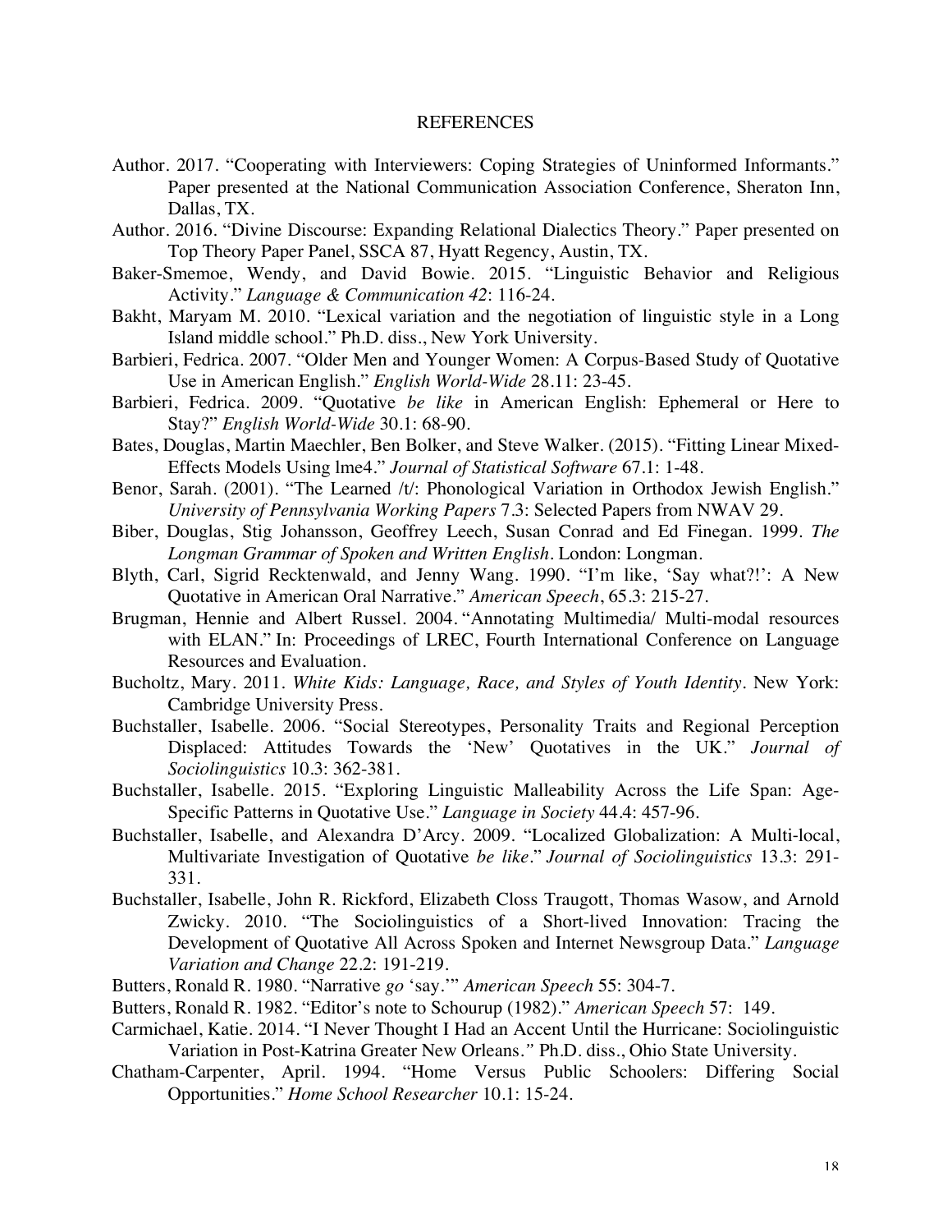REFERENCES

Author. 2017. "Cooperating with Interviewers: Coping Strategies of Uninformed Informants." Paper presented at the National Communication Association Conference, Sheraton Inn, Dallas, TX.

Author. 2016. "Divine Discourse: Expanding Relational Dialectics Theory." Paper presented on Top Theory Paper Panel, SSCA 87, Hyatt Regency, Austin, TX.

Baker-Smemoe, Wendy, and David Bowie. 2015. "Linguistic Behavior and Religious Activity." *Language & Communication 42*: 116-24.

Bakht, Maryam M. 2010. "Lexical variation and the negotiation of linguistic style in a Long Island middle school." Ph.D. diss., New York University.

Barbieri, Fedrica. 2007. "Older Men and Younger Women: A Corpus-Based Study of Quotative Use in American English." *English World-Wide* 28.11: 23-45.

Barbieri, Fedrica. 2009. "Quotative *be like* in American English: Ephemeral or Here to Stay?" *English World-Wide* 30.1: 68-90.

Bates, Douglas, Martin Maechler, Ben Bolker, and Steve Walker. (2015). "Fitting Linear Mixed-Effects Models Using lme4." *Journal of Statistical Software* 67.1: 1-48.

Benor, Sarah. (2001). "The Learned /t/: Phonological Variation in Orthodox Jewish English." *University of Pennsylvania Working Papers* 7.3: Selected Papers from NWAV 29.

Biber, Douglas, Stig Johansson, Geoffrey Leech, Susan Conrad and Ed Finegan. 1999. *The Longman Grammar of Spoken and Written English*. London: Longman.

Blyth, Carl, Sigrid Recktenwald, and Jenny Wang. 1990. "I'm like, 'Say what?!': A New Quotative in American Oral Narrative." *American Speech*, 65.3: 215-27.

Brugman, Hennie and Albert Russel. 2004. "Annotating Multimedia/ Multi-modal resources with ELAN." In: Proceedings of LREC, Fourth International Conference on Language Resources and Evaluation.

Bucholtz, Mary. 2011. *White Kids: Language, Race, and Styles of Youth Identity*. New York: Cambridge University Press.

Buchstaller, Isabelle. 2006. "Social Stereotypes, Personality Traits and Regional Perception Displaced: Attitudes Towards the 'New' Quotatives in the UK." *Journal of Sociolinguistics* 10.3: 362-381.

Buchstaller, Isabelle. 2015. "Exploring Linguistic Malleability Across the Life Span: Age-Specific Patterns in Quotative Use." *Language in Society* 44.4: 457-96.

Buchstaller, Isabelle, and Alexandra D'Arcy. 2009. "Localized Globalization: A Multi-local, Multivariate Investigation of Quotative *be like*." *Journal of Sociolinguistics* 13.3: 291-331.

Buchstaller, Isabelle, John R. Rickford, Elizabeth Closs Traugott, Thomas Wasow, and Arnold Zwicky. 2010. "The Sociolinguistics of a Short-lived Innovation: Tracing the Development of Quotative All Across Spoken and Internet Newsgroup Data." *Language Variation and Change* 22.2: 191-219.

Butters, Ronald R. 1980. "Narrative *go* 'say.'" *American Speech* 55: 304-7.

Butters, Ronald R. 1982. "Editor's note to Schourup (1982)." *American Speech* 57: 149.

Carmichael, Katie. 2014. "I Never Thought I Had an Accent Until the Hurricane: Sociolinguistic Variation in Post-Katrina Greater New Orleans." Ph.D. diss., Ohio State University.

Chatham-Carpenter, April. 1994. "Home Versus Public Schoolers: Differing Social Opportunities." *Home School Researcher* 10.1: 15-24.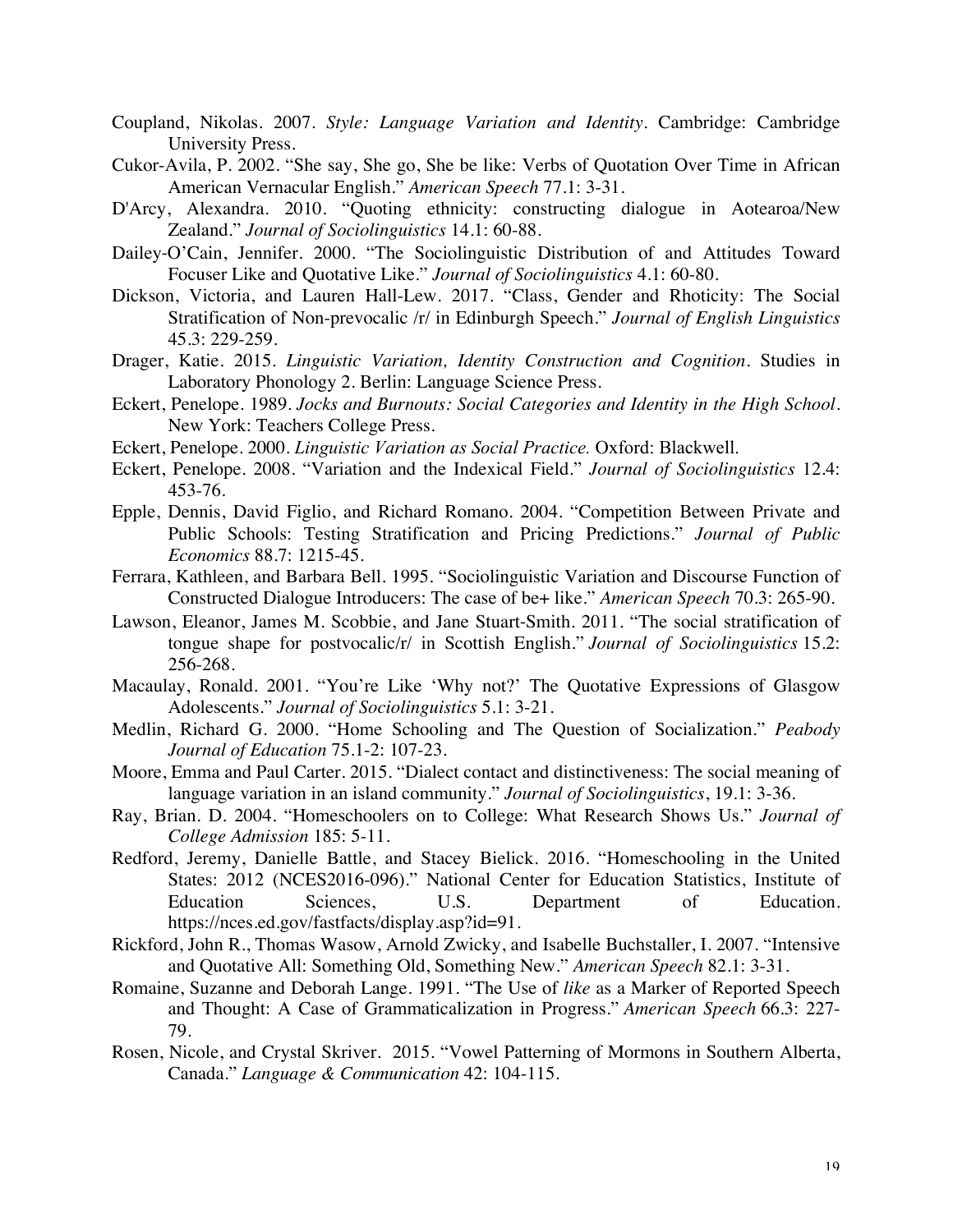Coupland, Nikolas. 2007. *Style: Language Variation and Identity*. Cambridge: Cambridge University Press.

Cukor-Avila, P. 2002. "She say, She go, She be like: Verbs of Quotation Over Time in African American Vernacular English." *American Speech* 77.1: 3-31.

D'Arcy, Alexandra. 2010. "Quoting ethnicity: constructing dialogue in Aotearoa/New Zealand." *Journal of Sociolinguistics* 14.1: 60-88.

Dailey-O'Cain, Jennifer. 2000. "The Sociolinguistic Distribution of and Attitudes Toward Focuser Like and Quotative Like." *Journal of Sociolinguistics* 4.1: 60-80.

Dickson, Victoria, and Lauren Hall-Lew. 2017. "Class, Gender and Rhoticity: The Social Stratification of Non-prevocalic /r/ in Edinburgh Speech." *Journal of English Linguistics* 45.3: 229-259.

Drager, Katie. 2015. *Linguistic Variation, Identity Construction and Cognition*. Studies in Laboratory Phonology 2. Berlin: Language Science Press.

Eckert, Penelope. 1989. *Jocks and Burnouts: Social Categories and Identity in the High School*. New York: Teachers College Press.

Eckert, Penelope. 2000. *Linguistic Variation as Social Practice.* Oxford: Blackwell.

Eckert, Penelope. 2008. "Variation and the Indexical Field." *Journal of Sociolinguistics* 12.4: 453-76.

Epple, Dennis, David Figlio, and Richard Romano. 2004. "Competition Between Private and Public Schools: Testing Stratification and Pricing Predictions." *Journal of Public Economics* 88.7: 1215-45.

Ferrara, Kathleen, and Barbara Bell. 1995. "Sociolinguistic Variation and Discourse Function of Constructed Dialogue Introducers: The case of be+ like." *American Speech* 70.3: 265-90.

Lawson, Eleanor, James M. Scobbie, and Jane Stuart-Smith. 2011. "The social stratification of tongue shape for postvocalic/r/ in Scottish English." *Journal of Sociolinguistics* 15.2: 256-268.

Macaulay, Ronald. 2001. "You're Like 'Why not?' The Quotative Expressions of Glasgow Adolescents." *Journal of Sociolinguistics* 5.1: 3-21.

Medlin, Richard G. 2000. "Home Schooling and The Question of Socialization." *Peabody Journal of Education* 75.1-2: 107-23.

Moore, Emma and Paul Carter. 2015. "Dialect contact and distinctiveness: The social meaning of language variation in an island community." *Journal of Sociolinguistics*, 19.1: 3-36.

Ray, Brian. D. 2004. "Homeschoolers on to College: What Research Shows Us." *Journal of College Admission* 185: 5-11.

Redford, Jeremy, Danielle Battle, and Stacey Bielick. 2016. "Homeschooling in the United States: 2012 (NCES2016-096)." National Center for Education Statistics, Institute of Education Sciences, U.S. Department of Education. https://nces.ed.gov/fastfacts/display.asp?id=91.

Rickford, John R., Thomas Wasow, Arnold Zwicky, and Isabelle Buchstaller, I. 2007. "Intensive and Quotative All: Something Old, Something New." *American Speech* 82.1: 3-31.

Romaine, Suzanne and Deborah Lange. 1991. "The Use of *like* as a Marker of Reported Speech and Thought: A Case of Grammaticalization in Progress." *American Speech* 66.3: 227-79.

Rosen, Nicole, and Crystal Skriver. 2015. "Vowel Patterning of Mormons in Southern Alberta, Canada." *Language & Communication* 42: 104-115.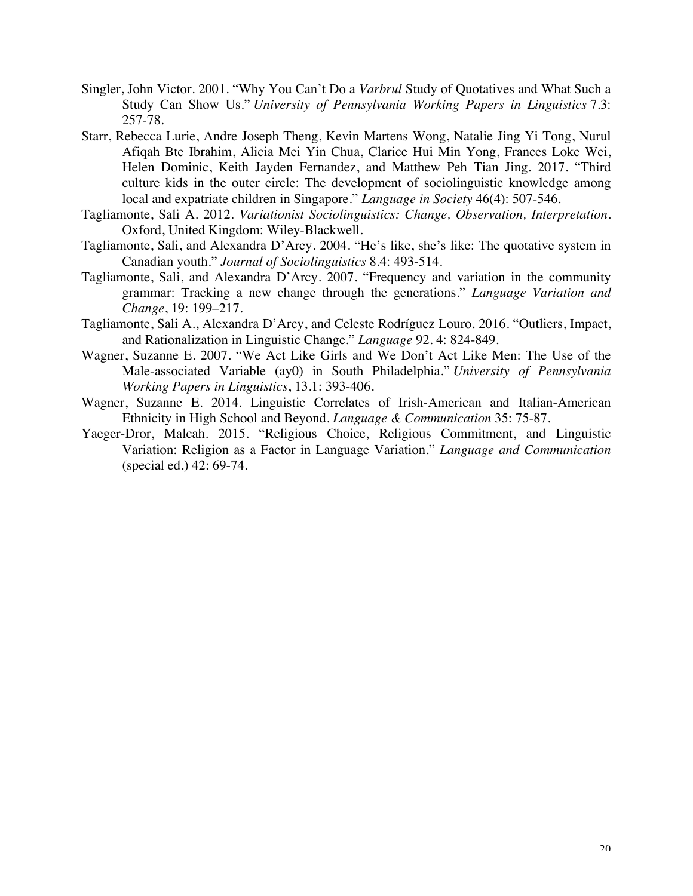Singler, John Victor. 2001. "Why You Can't Do a *Varbrul* Study of Quotatives and What Such a Study Can Show Us." *University of Pennsylvania Working Papers in Linguistics* 7.3: 257-78.

Starr, Rebecca Lurie, Andre Joseph Theng, Kevin Martens Wong, Natalie Jing Yi Tong, Nurul Afiqah Bte Ibrahim, Alicia Mei Yin Chua, Clarice Hui Min Yong, Frances Loke Wei, Helen Dominic, Keith Jayden Fernandez, and Matthew Peh Tian Jing. 2017. "Third culture kids in the outer circle: The development of sociolinguistic knowledge among local and expatriate children in Singapore." *Language in Society* 46(4): 507-546.

Tagliamonte, Sali A. 2012. *Variationist Sociolinguistics: Change, Observation, Interpretation*. Oxford, United Kingdom: Wiley-Blackwell.

Tagliamonte, Sali, and Alexandra D'Arcy. 2004. "He's like, she's like: The quotative system in Canadian youth." *Journal of Sociolinguistics* 8.4: 493-514.

Tagliamonte, Sali, and Alexandra D'Arcy. 2007. "Frequency and variation in the community grammar: Tracking a new change through the generations." *Language Variation and Change*, 19: 199–217.

Tagliamonte, Sali A., Alexandra D'Arcy, and Celeste Rodríguez Louro. 2016. "Outliers, Impact, and Rationalization in Linguistic Change." *Language* 92. 4: 824-849.

Wagner, Suzanne E. 2007. "We Act Like Girls and We Don't Act Like Men: The Use of the Male-associated Variable (ay0) in South Philadelphia." *University of Pennsylvania Working Papers in Linguistics*, 13.1: 393-406.

Wagner, Suzanne E. 2014. Linguistic Correlates of Irish-American and Italian-American Ethnicity in High School and Beyond. *Language & Communication* 35: 75-87.

Yaeger-Dror, Malcah. 2015. "Religious Choice, Religious Commitment, and Linguistic Variation: Religion as a Factor in Language Variation." *Language and Communication* (special ed.) 42: 69-74.